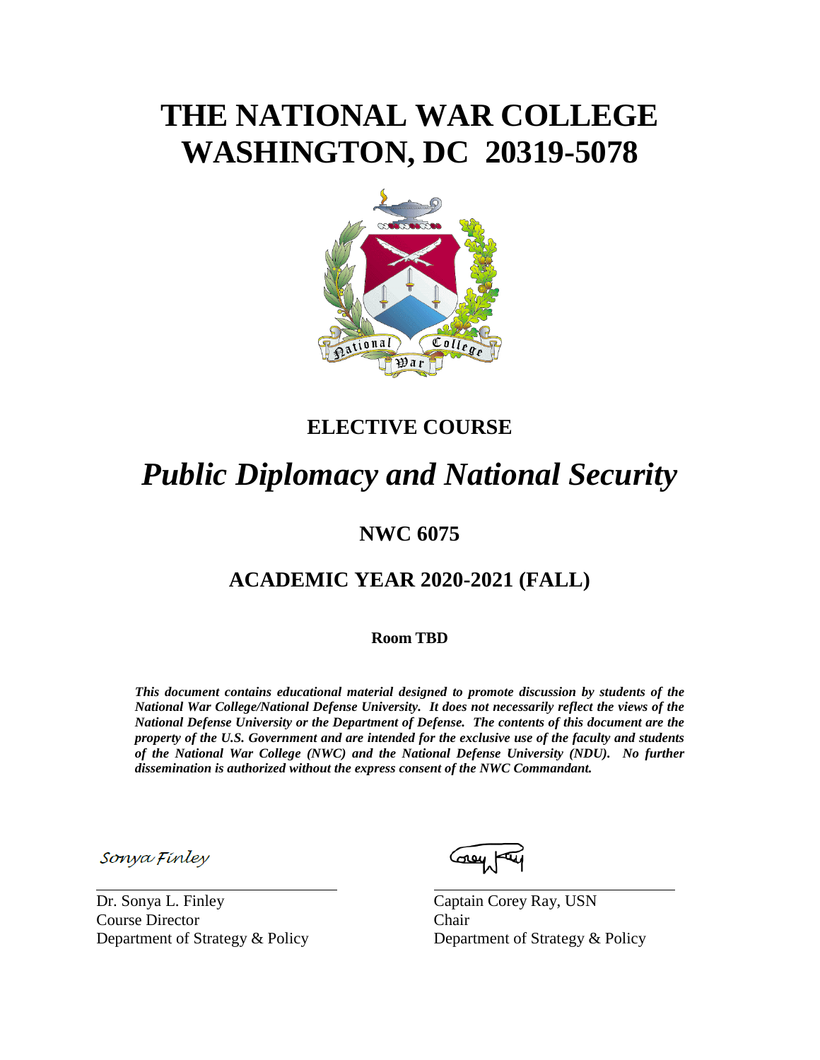# THE NATIONAL WAR COLLEGE
# WASHINGTON, DC 20319-5078

## ELECTIVE COURSE

# *Public Diplomacy and National Security*

## NWC 6075

## ACADEMIC YEAR 2020-2021 (FALL)

**Room TBD**

***This document contains educational material designed to promote discussion by students of the National War College/National Defense University. It does not necessarily reflect the views of the National Defense University or the Department of Defense. The contents of this document are the property of the U.S. Government and are intended for the exclusive use of the faculty and students of the National War College (NWC) and the National Defense University (NDU). No further dissemination is authorized without the express consent of the NWC Commandant.***

Sonya Finley

Dr. Sonya L. Finley
Course Director
Department of Strategy & Policy

Captain Corey Ray, USN
Chair
Department of Strategy & Policy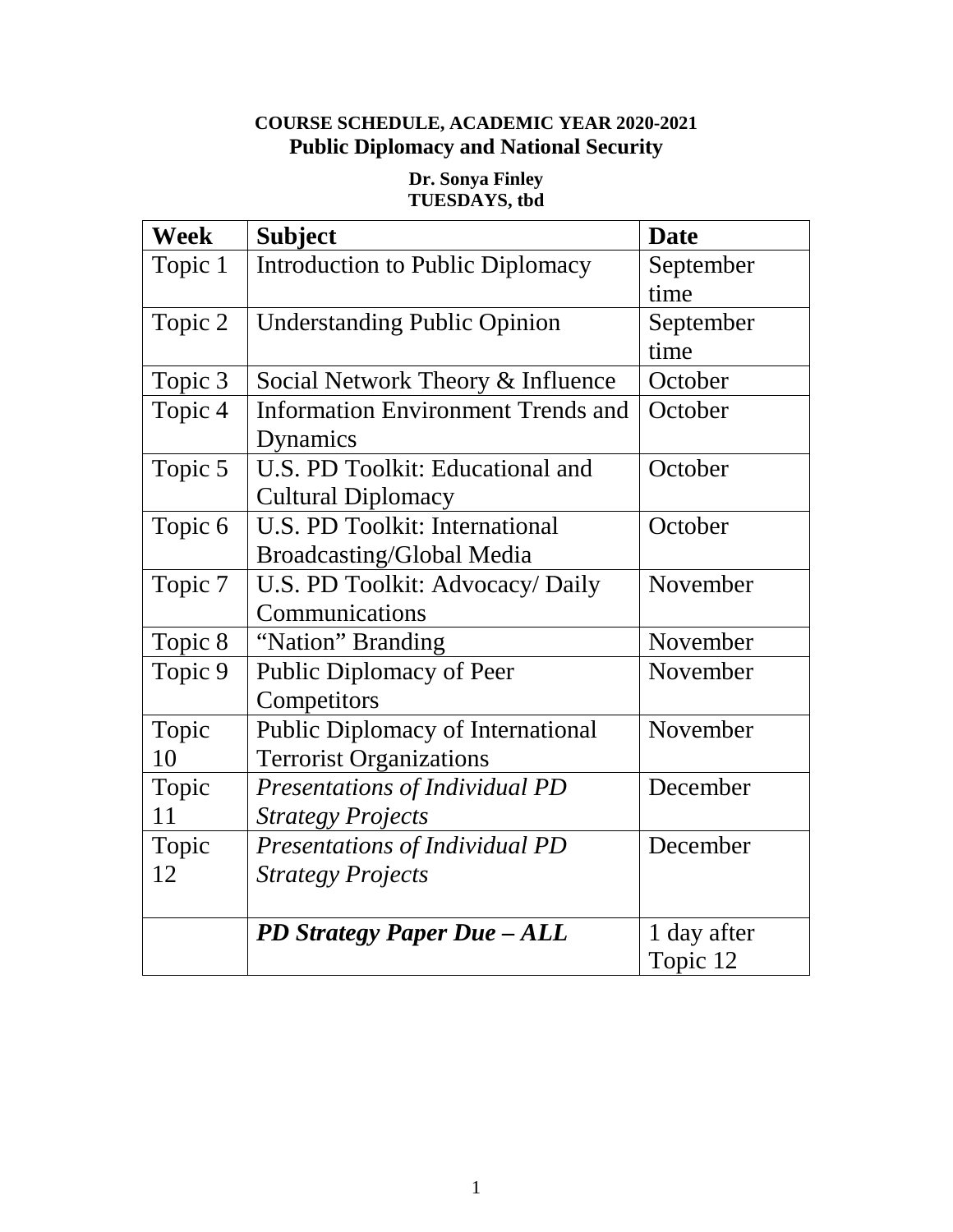**COURSE SCHEDULE, ACADEMIC YEAR 2020-2021**

**Public Diplomacy and National Security**

**Dr. Sonya Finley**

**TUESDAYS, tbd**

| Week | Subject | Date |
|---|---|---|
| Topic 1 | Introduction to Public Diplomacy | September time |
| Topic 2 | Understanding Public Opinion | September time |
| Topic 3 | Social Network Theory & Influence | October |
| Topic 4 | Information Environment Trends and Dynamics | October |
| Topic 5 | U.S. PD Toolkit: Educational and Cultural Diplomacy | October |
| Topic 6 | U.S. PD Toolkit: International Broadcasting/Global Media | October |
| Topic 7 | U.S. PD Toolkit: Advocacy/ Daily Communications | November |
| Topic 8 | "Nation" Branding | November |
| Topic 9 | Public Diplomacy of Peer Competitors | November |
| Topic 10 | Public Diplomacy of International Terrorist Organizations | November |
| Topic 11 | *Presentations of Individual PD Strategy Projects* | December |
| Topic 12 | *Presentations of Individual PD Strategy Projects* | December |
| | ***PD Strategy Paper Due – ALL*** | 1 day after Topic 12 |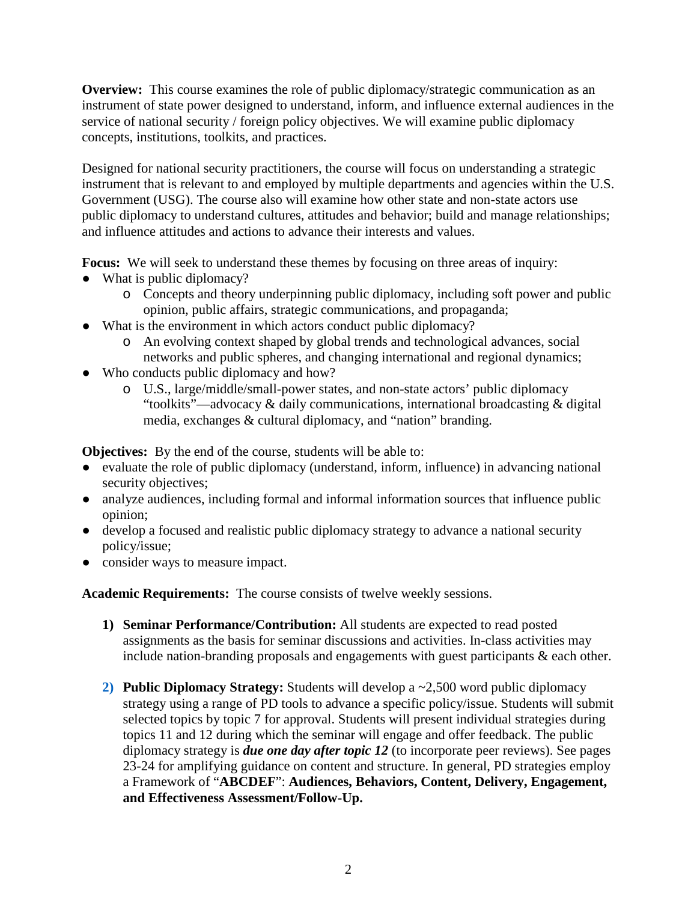**Overview:** This course examines the role of public diplomacy/strategic communication as an instrument of state power designed to understand, inform, and influence external audiences in the service of national security / foreign policy objectives. We will examine public diplomacy concepts, institutions, toolkits, and practices.

Designed for national security practitioners, the course will focus on understanding a strategic instrument that is relevant to and employed by multiple departments and agencies within the U.S. Government (USG). The course also will examine how other state and non-state actors use public diplomacy to understand cultures, attitudes and behavior; build and manage relationships; and influence attitudes and actions to advance their interests and values.

**Focus:** We will seek to understand these themes by focusing on three areas of inquiry:

- What is public diplomacy?
  - Concepts and theory underpinning public diplomacy, including soft power and public opinion, public affairs, strategic communications, and propaganda;
- What is the environment in which actors conduct public diplomacy?
  - An evolving context shaped by global trends and technological advances, social networks and public spheres, and changing international and regional dynamics;
- Who conducts public diplomacy and how?
  - U.S., large/middle/small-power states, and non-state actors' public diplomacy "toolkits"—advocacy & daily communications, international broadcasting & digital media, exchanges & cultural diplomacy, and "nation" branding.

**Objectives:** By the end of the course, students will be able to:

- evaluate the role of public diplomacy (understand, inform, influence) in advancing national security objectives;
- analyze audiences, including formal and informal information sources that influence public opinion;
- develop a focused and realistic public diplomacy strategy to advance a national security policy/issue;
- consider ways to measure impact.

**Academic Requirements:** The course consists of twelve weekly sessions.

1) **Seminar Performance/Contribution:** All students are expected to read posted assignments as the basis for seminar discussions and activities. In-class activities may include nation-branding proposals and engagements with guest participants & each other.

2) **Public Diplomacy Strategy:** Students will develop a ~2,500 word public diplomacy strategy using a range of PD tools to advance a specific policy/issue. Students will submit selected topics by topic 7 for approval. Students will present individual strategies during topics 11 and 12 during which the seminar will engage and offer feedback. The public diplomacy strategy is ***due one day after topic 12*** (to incorporate peer reviews). See pages 23-24 for amplifying guidance on content and structure. In general, PD strategies employ a Framework of "**ABCDEF**": **Audiences, Behaviors, Content, Delivery, Engagement, and Effectiveness Assessment/Follow-Up.**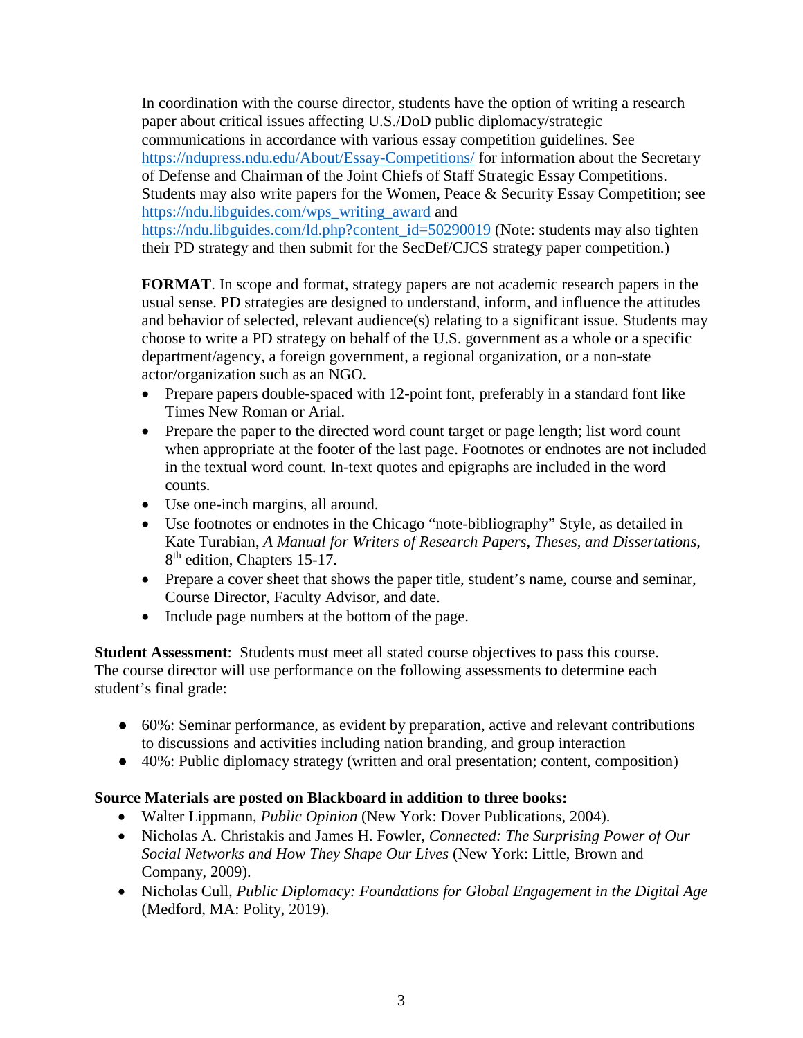In coordination with the course director, students have the option of writing a research paper about critical issues affecting U.S./DoD public diplomacy/strategic communications in accordance with various essay competition guidelines. See https://ndupress.ndu.edu/About/Essay-Competitions/ for information about the Secretary of Defense and Chairman of the Joint Chiefs of Staff Strategic Essay Competitions. Students may also write papers for the Women, Peace & Security Essay Competition; see https://ndu.libguides.com/wps_writing_award and https://ndu.libguides.com/ld.php?content_id=50290019 (Note: students may also tighten their PD strategy and then submit for the SecDef/CJCS strategy paper competition.)

**FORMAT**. In scope and format, strategy papers are not academic research papers in the usual sense. PD strategies are designed to understand, inform, and influence the attitudes and behavior of selected, relevant audience(s) relating to a significant issue. Students may choose to write a PD strategy on behalf of the U.S. government as a whole or a specific department/agency, a foreign government, a regional organization, or a non-state actor/organization such as an NGO.

- Prepare papers double-spaced with 12-point font, preferably in a standard font like Times New Roman or Arial.
- Prepare the paper to the directed word count target or page length; list word count when appropriate at the footer of the last page. Footnotes or endnotes are not included in the textual word count. In-text quotes and epigraphs are included in the word counts.
- Use one-inch margins, all around.
- Use footnotes or endnotes in the Chicago "note-bibliography" Style, as detailed in Kate Turabian, *A Manual for Writers of Research Papers, Theses, and Dissertations*, 8th edition, Chapters 15-17.
- Prepare a cover sheet that shows the paper title, student's name, course and seminar, Course Director, Faculty Advisor, and date.
- Include page numbers at the bottom of the page.

**Student Assessment**: Students must meet all stated course objectives to pass this course. The course director will use performance on the following assessments to determine each student's final grade:

- 60%: Seminar performance, as evident by preparation, active and relevant contributions to discussions and activities including nation branding, and group interaction
- 40%: Public diplomacy strategy (written and oral presentation; content, composition)

**Source Materials are posted on Blackboard in addition to three books:**

- Walter Lippmann, *Public Opinion* (New York: Dover Publications, 2004).
- Nicholas A. Christakis and James H. Fowler, *Connected: The Surprising Power of Our Social Networks and How They Shape Our Lives* (New York: Little, Brown and Company, 2009).
- Nicholas Cull, *Public Diplomacy: Foundations for Global Engagement in the Digital Age* (Medford, MA: Polity, 2019).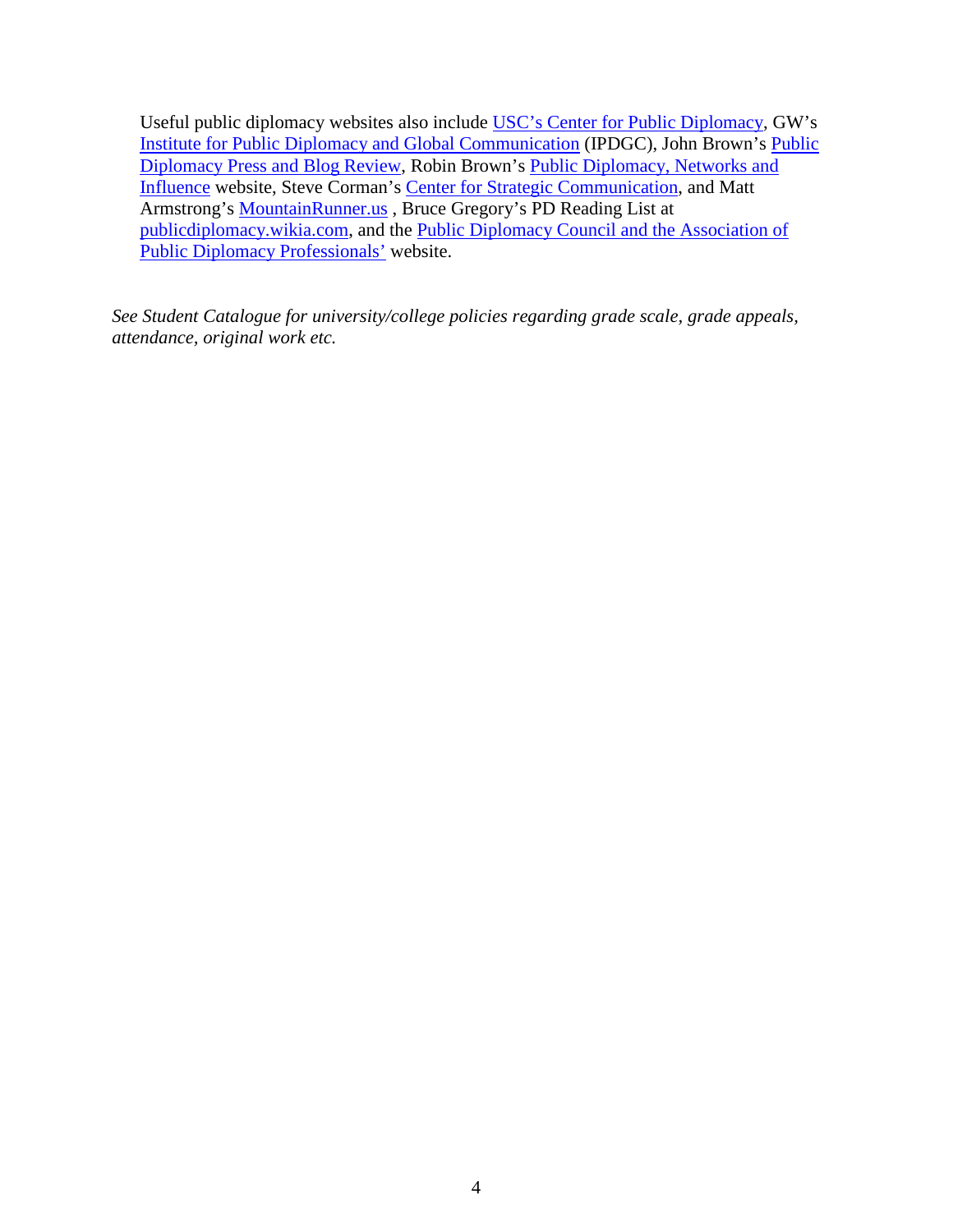Useful public diplomacy websites also include USC's Center for Public Diplomacy, GW's Institute for Public Diplomacy and Global Communication (IPDGC), John Brown's Public Diplomacy Press and Blog Review, Robin Brown's Public Diplomacy, Networks and Influence website, Steve Corman's Center for Strategic Communication, and Matt Armstrong's MountainRunner.us , Bruce Gregory's PD Reading List at publicdiplomacy.wikia.com, and the Public Diplomacy Council and the Association of Public Diplomacy Professionals' website.

*See Student Catalogue for university/college policies regarding grade scale, grade appeals, attendance, original work etc.*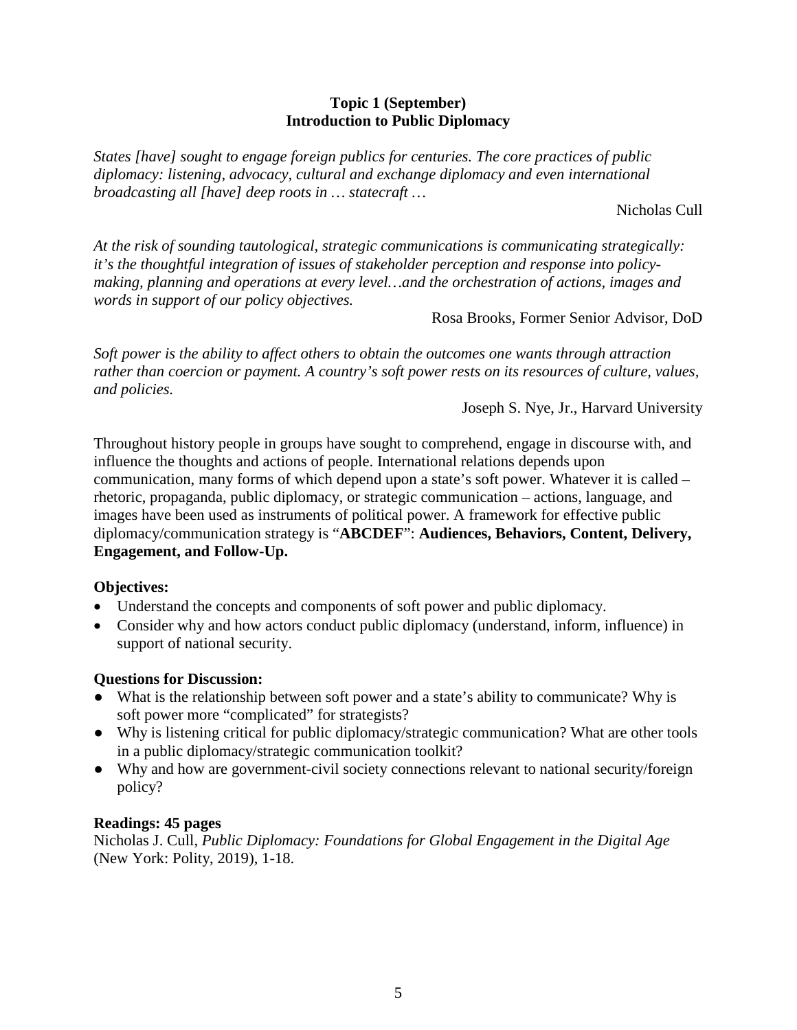## Topic 1 (September)
## Introduction to Public Diplomacy

*States [have] sought to engage foreign publics for centuries. The core practices of public diplomacy: listening, advocacy, cultural and exchange diplomacy and even international broadcasting all [have] deep roots in … statecraft …*

Nicholas Cull

*At the risk of sounding tautological, strategic communications is communicating strategically: it's the thoughtful integration of issues of stakeholder perception and response into policy-making, planning and operations at every level…and the orchestration of actions, images and words in support of our policy objectives.*

Rosa Brooks, Former Senior Advisor, DoD

*Soft power is the ability to affect others to obtain the outcomes one wants through attraction rather than coercion or payment. A country's soft power rests on its resources of culture, values, and policies.*

Joseph S. Nye, Jr., Harvard University

Throughout history people in groups have sought to comprehend, engage in discourse with, and influence the thoughts and actions of people. International relations depends upon communication, many forms of which depend upon a state's soft power. Whatever it is called – rhetoric, propaganda, public diplomacy, or strategic communication – actions, language, and images have been used as instruments of political power. A framework for effective public diplomacy/communication strategy is "**ABCDEF**": **Audiences, Behaviors, Content, Delivery, Engagement, and Follow-Up.**

**Objectives:**

- Understand the concepts and components of soft power and public diplomacy.
- Consider why and how actors conduct public diplomacy (understand, inform, influence) in support of national security.

**Questions for Discussion:**

- What is the relationship between soft power and a state's ability to communicate? Why is soft power more "complicated" for strategists?
- Why is listening critical for public diplomacy/strategic communication? What are other tools in a public diplomacy/strategic communication toolkit?
- Why and how are government-civil society connections relevant to national security/foreign policy?

**Readings: 45 pages**

Nicholas J. Cull, *Public Diplomacy: Foundations for Global Engagement in the Digital Age* (New York: Polity, 2019), 1-18.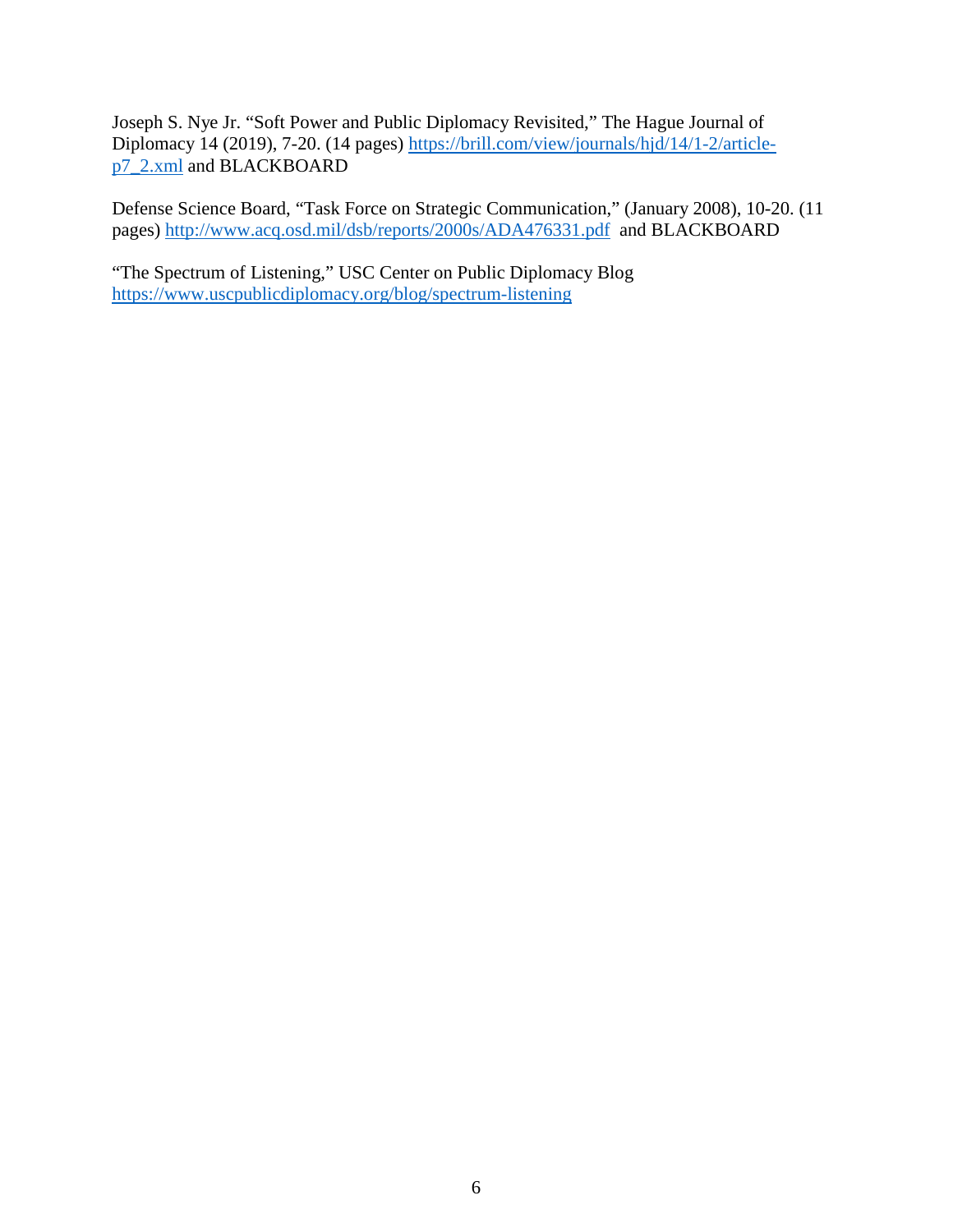Joseph S. Nye Jr. "Soft Power and Public Diplomacy Revisited," The Hague Journal of Diplomacy 14 (2019), 7-20. (14 pages) [https://brill.com/view/journals/hjd/14/1-2/article-p7_2.xml](https://brill.com/view/journals/hjd/14/1-2/article-p7_2.xml) and BLACKBOARD

Defense Science Board, "Task Force on Strategic Communication," (January 2008), 10-20. (11 pages) [http://www.acq.osd.mil/dsb/reports/2000s/ADA476331.pdf](http://www.acq.osd.mil/dsb/reports/2000s/ADA476331.pdf) and BLACKBOARD

"The Spectrum of Listening," USC Center on Public Diplomacy Blog [https://www.uscpublicdiplomacy.org/blog/spectrum-listening](https://www.uscpublicdiplomacy.org/blog/spectrum-listening)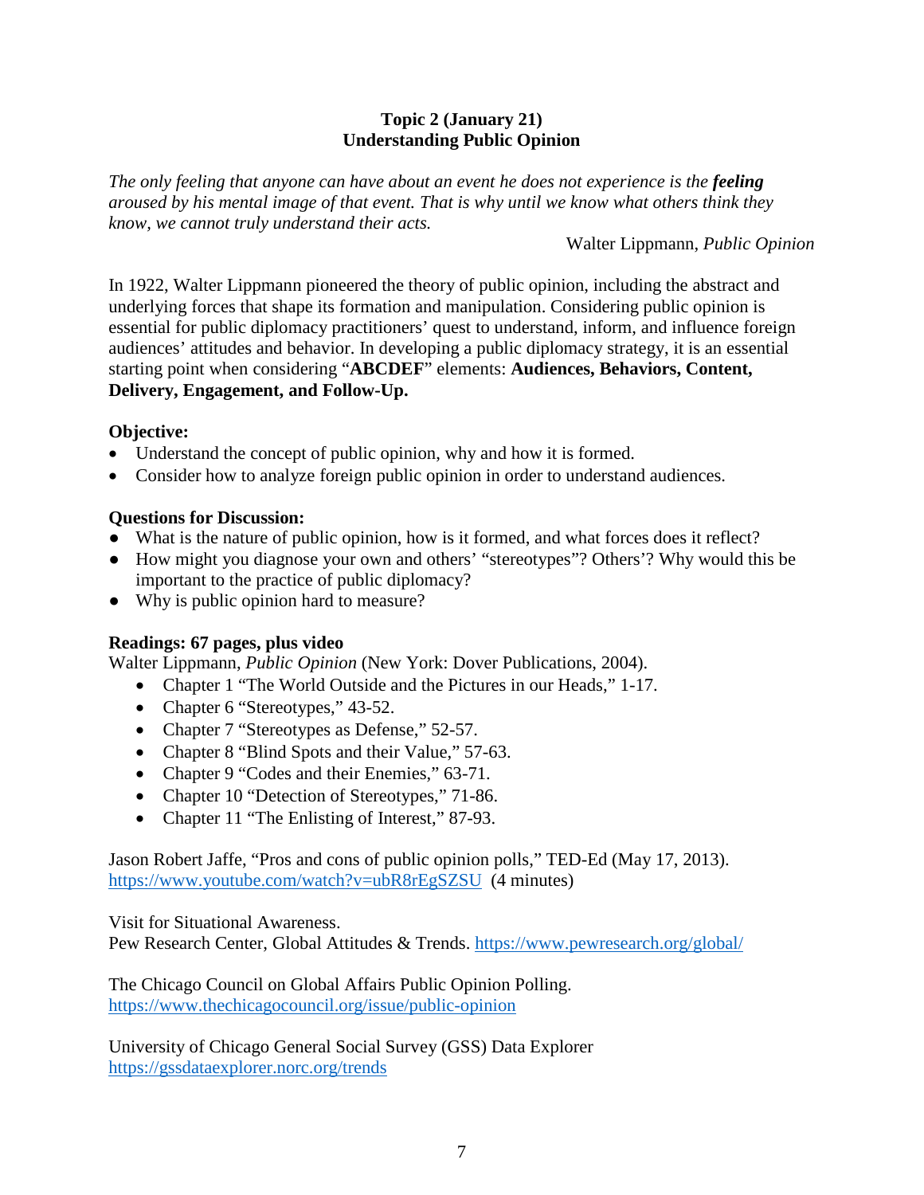## Topic 2 (January 21)
## Understanding Public Opinion

*The only feeling that anyone can have about an event he does not experience is the **feeling** aroused by his mental image of that event. That is why until we know what others think they know, we cannot truly understand their acts.*

Walter Lippmann, *Public Opinion*

In 1922, Walter Lippmann pioneered the theory of public opinion, including the abstract and underlying forces that shape its formation and manipulation. Considering public opinion is essential for public diplomacy practitioners' quest to understand, inform, and influence foreign audiences' attitudes and behavior. In developing a public diplomacy strategy, it is an essential starting point when considering "**ABCDEF**" elements: **Audiences, Behaviors, Content, Delivery, Engagement, and Follow-Up.**

**Objective:**

- Understand the concept of public opinion, why and how it is formed.
- Consider how to analyze foreign public opinion in order to understand audiences.

**Questions for Discussion:**

- What is the nature of public opinion, how is it formed, and what forces does it reflect?
- How might you diagnose your own and others' "stereotypes"? Others'? Why would this be important to the practice of public diplomacy?
- Why is public opinion hard to measure?

**Readings: 67 pages, plus video**

Walter Lippmann, *Public Opinion* (New York: Dover Publications, 2004).

- Chapter 1 "The World Outside and the Pictures in our Heads," 1-17.
- Chapter 6 "Stereotypes," 43-52.
- Chapter 7 "Stereotypes as Defense," 52-57.
- Chapter 8 "Blind Spots and their Value," 57-63.
- Chapter 9 "Codes and their Enemies," 63-71.
- Chapter 10 "Detection of Stereotypes," 71-86.
- Chapter 11 "The Enlisting of Interest," 87-93.

Jason Robert Jaffe, "Pros and cons of public opinion polls," TED-Ed (May 17, 2013). https://www.youtube.com/watch?v=ubR8rEgSZSU (4 minutes)

Visit for Situational Awareness.
Pew Research Center, Global Attitudes & Trends. https://www.pewresearch.org/global/

The Chicago Council on Global Affairs Public Opinion Polling.
https://www.thechicagocouncil.org/issue/public-opinion

University of Chicago General Social Survey (GSS) Data Explorer
https://gssdataexplorer.norc.org/trends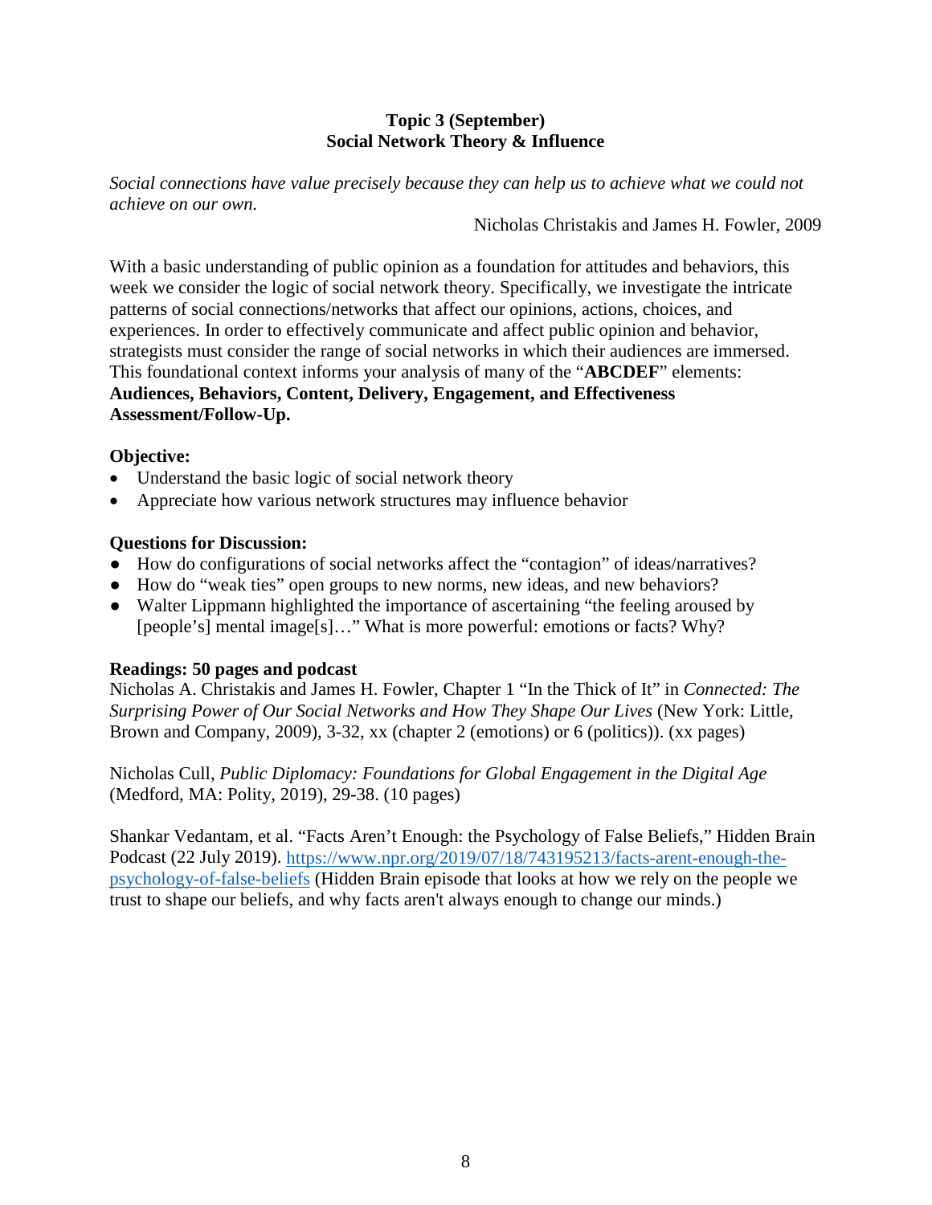## Topic 3 (September)
## Social Network Theory & Influence

*Social connections have value precisely because they can help us to achieve what we could not achieve on our own.*

Nicholas Christakis and James H. Fowler, 2009

With a basic understanding of public opinion as a foundation for attitudes and behaviors, this week we consider the logic of social network theory. Specifically, we investigate the intricate patterns of social connections/networks that affect our opinions, actions, choices, and experiences. In order to effectively communicate and affect public opinion and behavior, strategists must consider the range of social networks in which their audiences are immersed. This foundational context informs your analysis of many of the "**ABCDEF**" elements: **Audiences, Behaviors, Content, Delivery, Engagement, and Effectiveness Assessment/Follow-Up.**

**Objective:**

- Understand the basic logic of social network theory
- Appreciate how various network structures may influence behavior

**Questions for Discussion:**

- How do configurations of social networks affect the "contagion" of ideas/narratives?
- How do "weak ties" open groups to new norms, new ideas, and new behaviors?
- Walter Lippmann highlighted the importance of ascertaining "the feeling aroused by [people's] mental image[s]…" What is more powerful: emotions or facts? Why?

**Readings: 50 pages and podcast**

Nicholas A. Christakis and James H. Fowler, Chapter 1 "In the Thick of It" in *Connected: The Surprising Power of Our Social Networks and How They Shape Our Lives* (New York: Little, Brown and Company, 2009), 3-32, xx (chapter 2 (emotions) or 6 (politics)). (xx pages)

Nicholas Cull, *Public Diplomacy: Foundations for Global Engagement in the Digital Age* (Medford, MA: Polity, 2019), 29-38. (10 pages)

Shankar Vedantam, et al. "Facts Aren't Enough: the Psychology of False Beliefs," Hidden Brain Podcast (22 July 2019). [https://www.npr.org/2019/07/18/743195213/facts-arent-enough-the-psychology-of-false-beliefs](https://www.npr.org/2019/07/18/743195213/facts-arent-enough-the-psychology-of-false-beliefs) (Hidden Brain episode that looks at how we rely on the people we trust to shape our beliefs, and why facts aren't always enough to change our minds.)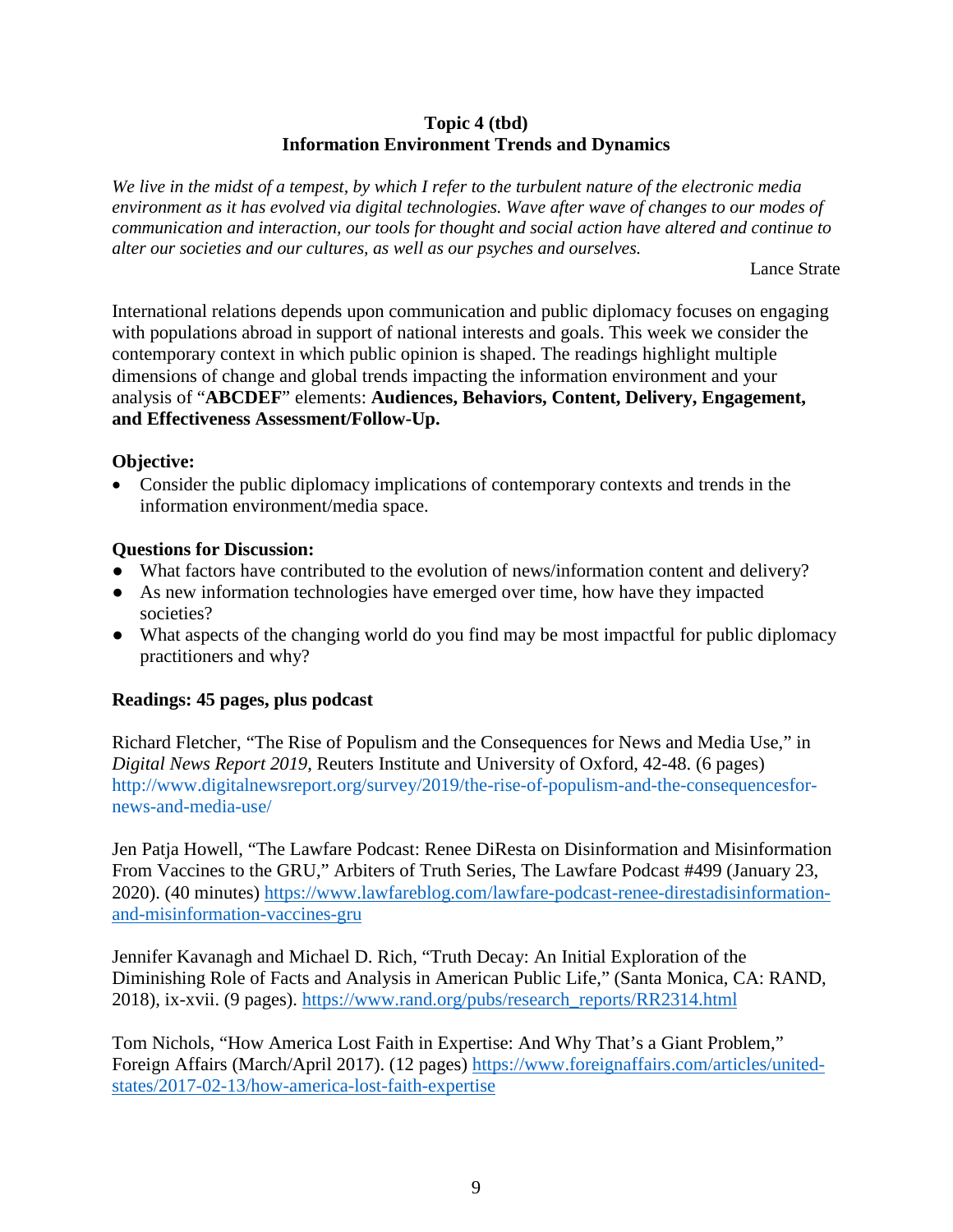**Topic 4 (tbd)**
**Information Environment Trends and Dynamics**

*We live in the midst of a tempest, by which I refer to the turbulent nature of the electronic media environment as it has evolved via digital technologies. Wave after wave of changes to our modes of communication and interaction, our tools for thought and social action have altered and continue to alter our societies and our cultures, as well as our psyches and ourselves.*

Lance Strate

International relations depends upon communication and public diplomacy focuses on engaging with populations abroad in support of national interests and goals. This week we consider the contemporary context in which public opinion is shaped. The readings highlight multiple dimensions of change and global trends impacting the information environment and your analysis of "**ABCDEF**" elements: **Audiences, Behaviors, Content, Delivery, Engagement, and Effectiveness Assessment/Follow-Up.**

**Objective:**

- Consider the public diplomacy implications of contemporary contexts and trends in the information environment/media space.

**Questions for Discussion:**

- What factors have contributed to the evolution of news/information content and delivery?
- As new information technologies have emerged over time, how have they impacted societies?
- What aspects of the changing world do you find may be most impactful for public diplomacy practitioners and why?

**Readings: 45 pages, plus podcast**

Richard Fletcher, "The Rise of Populism and the Consequences for News and Media Use," in *Digital News Report 2019*, Reuters Institute and University of Oxford, 42-48. (6 pages) http://www.digitalnewsreport.org/survey/2019/the-rise-of-populism-and-the-consequencesfor-news-and-media-use/

Jen Patja Howell, "The Lawfare Podcast: Renee DiResta on Disinformation and Misinformation From Vaccines to the GRU," Arbiters of Truth Series, The Lawfare Podcast #499 (January 23, 2020). (40 minutes) https://www.lawfareblog.com/lawfare-podcast-renee-direstadisinformation-and-misinformation-vaccines-gru

Jennifer Kavanagh and Michael D. Rich, "Truth Decay: An Initial Exploration of the Diminishing Role of Facts and Analysis in American Public Life," (Santa Monica, CA: RAND, 2018), ix-xvii. (9 pages). https://www.rand.org/pubs/research_reports/RR2314.html

Tom Nichols, "How America Lost Faith in Expertise: And Why That's a Giant Problem," Foreign Affairs (March/April 2017). (12 pages) https://www.foreignaffairs.com/articles/united-states/2017-02-13/how-america-lost-faith-expertise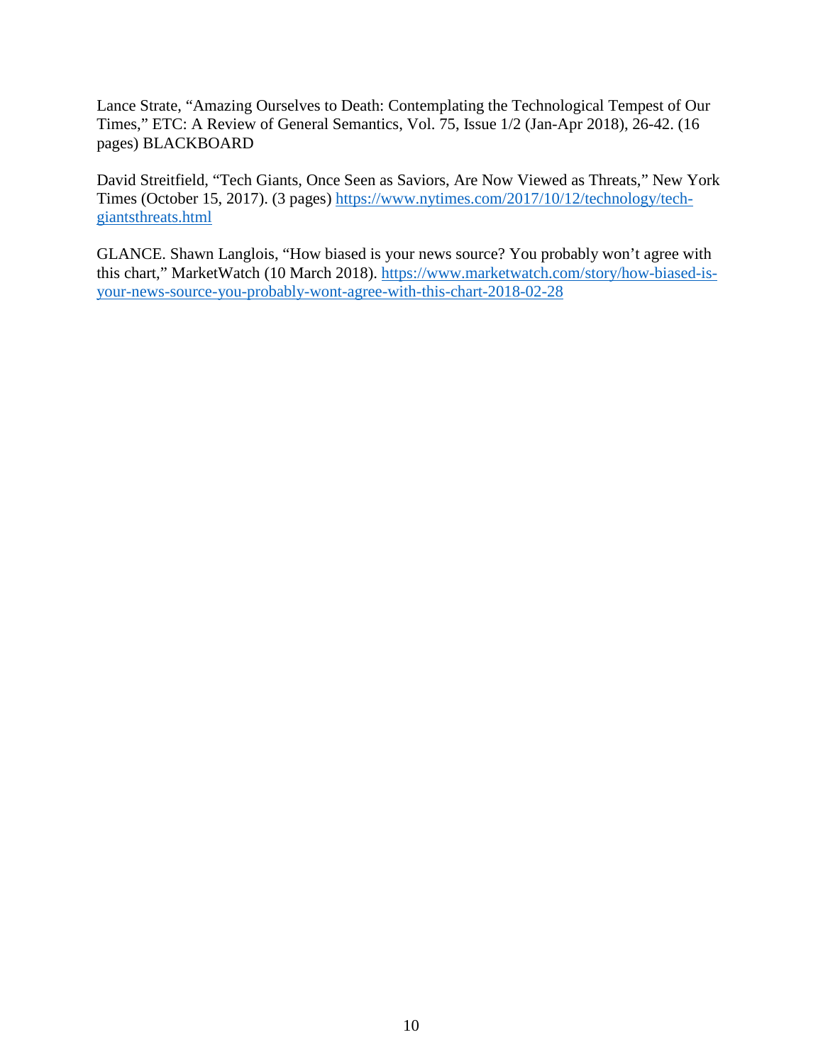Lance Strate, "Amazing Ourselves to Death: Contemplating the Technological Tempest of Our Times," ETC: A Review of General Semantics, Vol. 75, Issue 1/2 (Jan-Apr 2018), 26-42. (16 pages) BLACKBOARD

David Streitfield, "Tech Giants, Once Seen as Saviors, Are Now Viewed as Threats," New York Times (October 15, 2017). (3 pages) [https://www.nytimes.com/2017/10/12/technology/tech-giantsthreats.html](https://www.nytimes.com/2017/10/12/technology/tech-giantsthreats.html)

GLANCE. Shawn Langlois, "How biased is your news source? You probably won't agree with this chart," MarketWatch (10 March 2018). [https://www.marketwatch.com/story/how-biased-is-your-news-source-you-probably-wont-agree-with-this-chart-2018-02-28](https://www.marketwatch.com/story/how-biased-is-your-news-source-you-probably-wont-agree-with-this-chart-2018-02-28)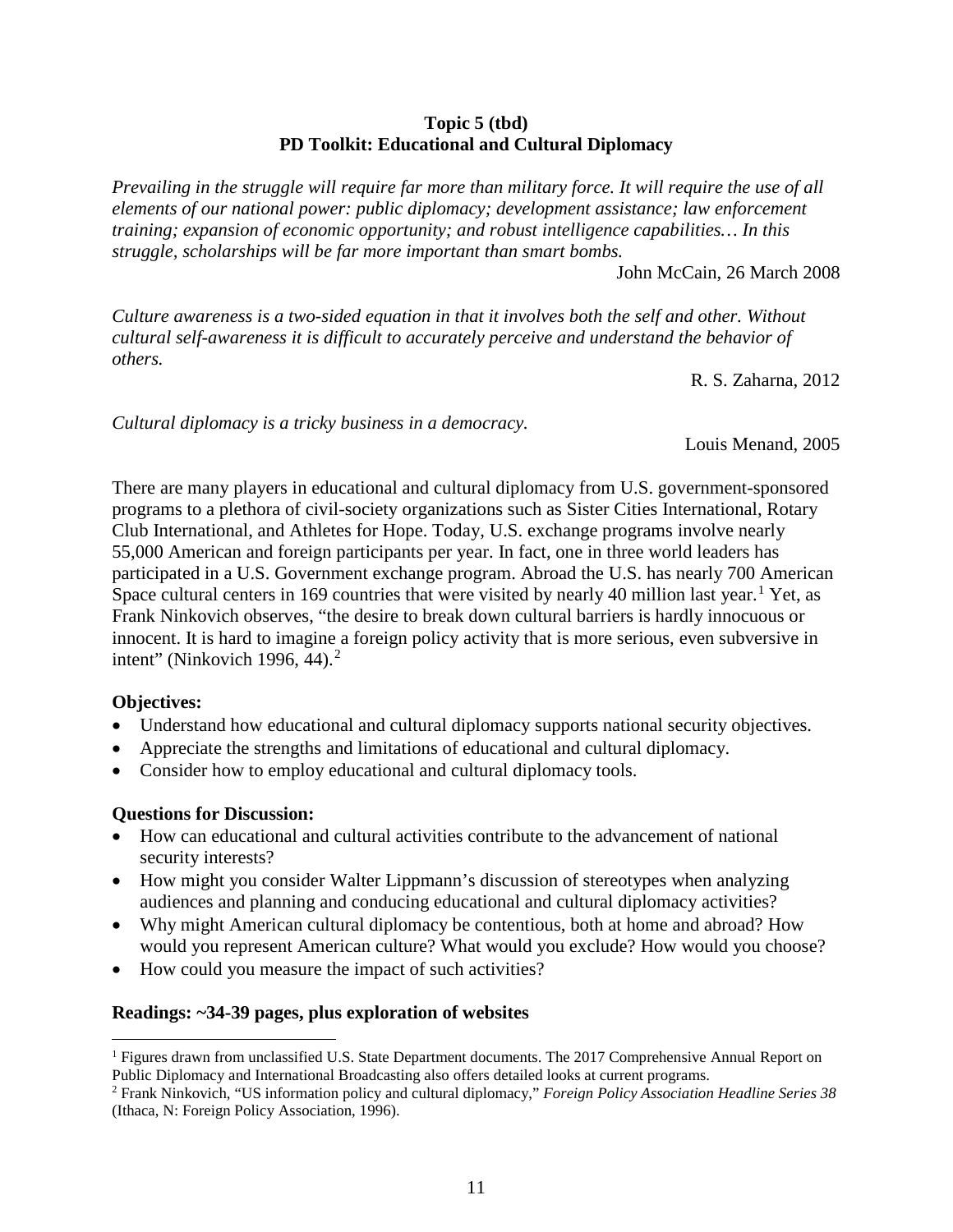**Topic 5 (tbd)**
**PD Toolkit: Educational and Cultural Diplomacy**

*Prevailing in the struggle will require far more than military force. It will require the use of all elements of our national power: public diplomacy; development assistance; law enforcement training; expansion of economic opportunity; and robust intelligence capabilities… In this struggle, scholarships will be far more important than smart bombs.*

John McCain, 26 March 2008

*Culture awareness is a two-sided equation in that it involves both the self and other. Without cultural self-awareness it is difficult to accurately perceive and understand the behavior of others.*

R. S. Zaharna, 2012

*Cultural diplomacy is a tricky business in a democracy.*

Louis Menand, 2005

There are many players in educational and cultural diplomacy from U.S. government-sponsored programs to a plethora of civil-society organizations such as Sister Cities International, Rotary Club International, and Athletes for Hope. Today, U.S. exchange programs involve nearly 55,000 American and foreign participants per year. In fact, one in three world leaders has participated in a U.S. Government exchange program. Abroad the U.S. has nearly 700 American Space cultural centers in 169 countries that were visited by nearly 40 million last year.[1] Yet, as Frank Ninkovich observes, "the desire to break down cultural barriers is hardly innocuous or innocent. It is hard to imagine a foreign policy activity that is more serious, even subversive in intent" (Ninkovich 1996, 44).[2]

**Objectives:**

- Understand how educational and cultural diplomacy supports national security objectives.
- Appreciate the strengths and limitations of educational and cultural diplomacy.
- Consider how to employ educational and cultural diplomacy tools.

**Questions for Discussion:**

- How can educational and cultural activities contribute to the advancement of national security interests?
- How might you consider Walter Lippmann's discussion of stereotypes when analyzing audiences and planning and conducing educational and cultural diplomacy activities?
- Why might American cultural diplomacy be contentious, both at home and abroad? How would you represent American culture? What would you exclude? How would you choose?
- How could you measure the impact of such activities?

**Readings: ~34-39 pages, plus exploration of websites**

---

[1] Figures drawn from unclassified U.S. State Department documents. The 2017 Comprehensive Annual Report on Public Diplomacy and International Broadcasting also offers detailed looks at current programs.

[2] Frank Ninkovich, "US information policy and cultural diplomacy," *Foreign Policy Association Headline Series 38* (Ithaca, N: Foreign Policy Association, 1996).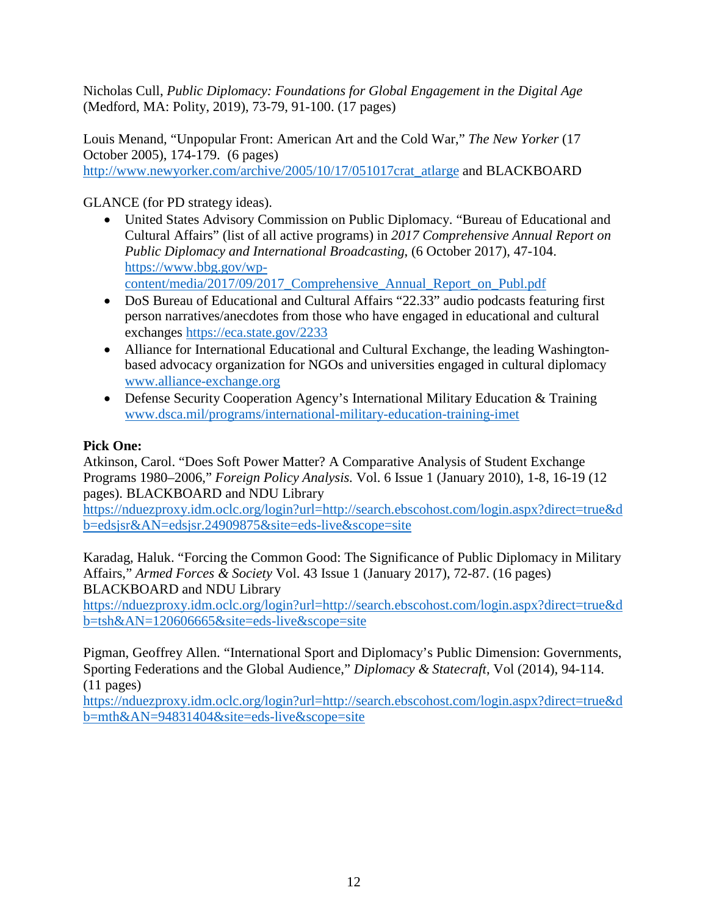Nicholas Cull, *Public Diplomacy: Foundations for Global Engagement in the Digital Age* (Medford, MA: Polity, 2019), 73-79, 91-100. (17 pages)

Louis Menand, "Unpopular Front: American Art and the Cold War," *The New Yorker* (17 October 2005), 174-179. (6 pages) [http://www.newyorker.com/archive/2005/10/17/051017crat_atlarge](http://www.newyorker.com/archive/2005/10/17/051017crat_atlarge) and BLACKBOARD

GLANCE (for PD strategy ideas).

- United States Advisory Commission on Public Diplomacy. "Bureau of Educational and Cultural Affairs" (list of all active programs) in *2017 Comprehensive Annual Report on Public Diplomacy and International Broadcasting*, (6 October 2017), 47-104. [https://www.bbg.gov/wp-content/media/2017/09/2017_Comprehensive_Annual_Report_on_Publ.pdf](https://www.bbg.gov/wp-content/media/2017/09/2017_Comprehensive_Annual_Report_on_Publ.pdf)
- DoS Bureau of Educational and Cultural Affairs "22.33" audio podcasts featuring first person narratives/anecdotes from those who have engaged in educational and cultural exchanges [https://eca.state.gov/2233](https://eca.state.gov/2233)
- Alliance for International Educational and Cultural Exchange, the leading Washington-based advocacy organization for NGOs and universities engaged in cultural diplomacy [www.alliance-exchange.org](www.alliance-exchange.org)
- Defense Security Cooperation Agency's International Military Education & Training [www.dsca.mil/programs/international-military-education-training-imet](www.dsca.mil/programs/international-military-education-training-imet)

**Pick One:**

Atkinson, Carol. "Does Soft Power Matter? A Comparative Analysis of Student Exchange Programs 1980–2006," *Foreign Policy Analysis.* Vol. 6 Issue 1 (January 2010), 1-8, 16-19 (12 pages). BLACKBOARD and NDU Library [https://nduezproxy.idm.oclc.org/login?url=http://search.ebscohost.com/login.aspx?direct=true&db=edsjsr&AN=edsjsr.24909875&site=eds-live&scope=site](https://nduezproxy.idm.oclc.org/login?url=http://search.ebscohost.com/login.aspx?direct=true&db=edsjsr&AN=edsjsr.24909875&site=eds-live&scope=site)

Karadag, Haluk. "Forcing the Common Good: The Significance of Public Diplomacy in Military Affairs," *Armed Forces & Society* Vol. 43 Issue 1 (January 2017), 72-87. (16 pages) BLACKBOARD and NDU Library [https://nduezproxy.idm.oclc.org/login?url=http://search.ebscohost.com/login.aspx?direct=true&db=tsh&AN=120606665&site=eds-live&scope=site](https://nduezproxy.idm.oclc.org/login?url=http://search.ebscohost.com/login.aspx?direct=true&db=tsh&AN=120606665&site=eds-live&scope=site)

Pigman, Geoffrey Allen. "International Sport and Diplomacy's Public Dimension: Governments, Sporting Federations and the Global Audience," *Diplomacy & Statecraft*, Vol (2014), 94-114. (11 pages) [https://nduezproxy.idm.oclc.org/login?url=http://search.ebscohost.com/login.aspx?direct=true&db=mth&AN=94831404&site=eds-live&scope=site](https://nduezproxy.idm.oclc.org/login?url=http://search.ebscohost.com/login.aspx?direct=true&db=mth&AN=94831404&site=eds-live&scope=site)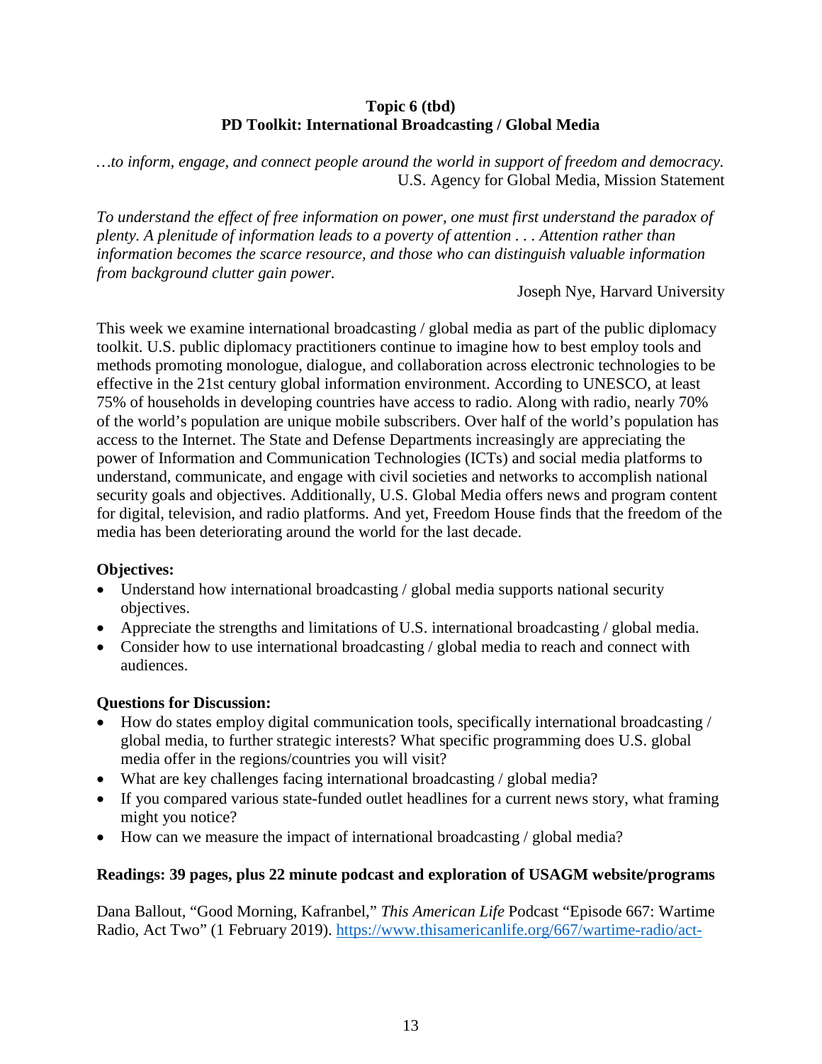**Topic 6 (tbd)**
**PD Toolkit: International Broadcasting / Global Media**

*…to inform, engage, and connect people around the world in support of freedom and democracy.*
U.S. Agency for Global Media, Mission Statement

*To understand the effect of free information on power, one must first understand the paradox of plenty. A plenitude of information leads to a poverty of attention . . . Attention rather than information becomes the scarce resource, and those who can distinguish valuable information from background clutter gain power.*

Joseph Nye, Harvard University

This week we examine international broadcasting / global media as part of the public diplomacy toolkit. U.S. public diplomacy practitioners continue to imagine how to best employ tools and methods promoting monologue, dialogue, and collaboration across electronic technologies to be effective in the 21st century global information environment. According to UNESCO, at least 75% of households in developing countries have access to radio. Along with radio, nearly 70% of the world's population are unique mobile subscribers. Over half of the world's population has access to the Internet. The State and Defense Departments increasingly are appreciating the power of Information and Communication Technologies (ICTs) and social media platforms to understand, communicate, and engage with civil societies and networks to accomplish national security goals and objectives. Additionally, U.S. Global Media offers news and program content for digital, television, and radio platforms. And yet, Freedom House finds that the freedom of the media has been deteriorating around the world for the last decade.

**Objectives:**

- Understand how international broadcasting / global media supports national security objectives.
- Appreciate the strengths and limitations of U.S. international broadcasting / global media.
- Consider how to use international broadcasting / global media to reach and connect with audiences.

**Questions for Discussion:**

- How do states employ digital communication tools, specifically international broadcasting / global media, to further strategic interests? What specific programming does U.S. global media offer in the regions/countries you will visit?
- What are key challenges facing international broadcasting / global media?
- If you compared various state-funded outlet headlines for a current news story, what framing might you notice?
- How can we measure the impact of international broadcasting / global media?

**Readings: 39 pages, plus 22 minute podcast and exploration of USAGM website/programs**

Dana Ballout, "Good Morning, Kafranbel," *This American Life* Podcast "Episode 667: Wartime Radio, Act Two" (1 February 2019). https://www.thisamericanlife.org/667/wartime-radio/act-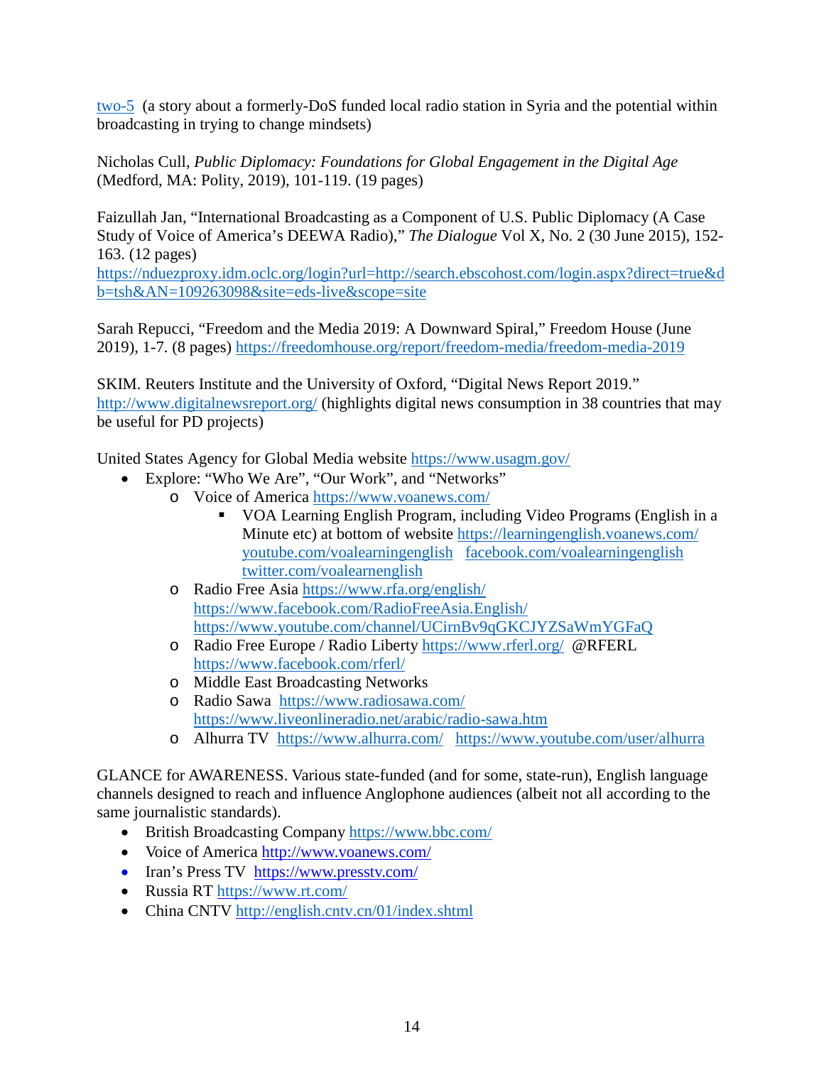two-5 (a story about a formerly-DoS funded local radio station in Syria and the potential within broadcasting in trying to change mindsets)

Nicholas Cull, *Public Diplomacy: Foundations for Global Engagement in the Digital Age* (Medford, MA: Polity, 2019), 101-119. (19 pages)

Faizullah Jan, "International Broadcasting as a Component of U.S. Public Diplomacy (A Case Study of Voice of America's DEEWA Radio)," *The Dialogue* Vol X, No. 2 (30 June 2015), 152-163. (12 pages)
https://nduezproxy.idm.oclc.org/login?url=http://search.ebscohost.com/login.aspx?direct=true&db=tsh&AN=109263098&site=eds-live&scope=site

Sarah Repucci, "Freedom and the Media 2019: A Downward Spiral," Freedom House (June 2019), 1-7. (8 pages) https://freedomhouse.org/report/freedom-media/freedom-media-2019

SKIM. Reuters Institute and the University of Oxford, "Digital News Report 2019." http://www.digitalnewsreport.org/ (highlights digital news consumption in 38 countries that may be useful for PD projects)

United States Agency for Global Media website https://www.usagm.gov/

- Explore: "Who We Are", "Our Work", and "Networks"
  - Voice of America https://www.voanews.com/
    - VOA Learning English Program, including Video Programs (English in a Minute etc) at bottom of website https://learningenglish.voanews.com/ youtube.com/voalearningenglish facebook.com/voalearningenglish twitter.com/voalearnenglish
  - Radio Free Asia https://www.rfa.org/english/ https://www.facebook.com/RadioFreeAsia.English/ https://www.youtube.com/channel/UCirnBv9qGKCJYZSaWmYGFaQ
  - Radio Free Europe / Radio Liberty https://www.rferl.org/ @RFERL https://www.facebook.com/rferl/
  - Middle East Broadcasting Networks
  - Radio Sawa https://www.radiosawa.com/ https://www.liveonlineradio.net/arabic/radio-sawa.htm
  - Alhurra TV https://www.alhurra.com/ https://www.youtube.com/user/alhurra

GLANCE for AWARENESS. Various state-funded (and for some, state-run), English language channels designed to reach and influence Anglophone audiences (albeit not all according to the same journalistic standards).

- British Broadcasting Company https://www.bbc.com/
- Voice of America http://www.voanews.com/
- Iran's Press TV https://www.presstv.com/
- Russia RT https://www.rt.com/
- China CNTV http://english.cntv.cn/01/index.shtml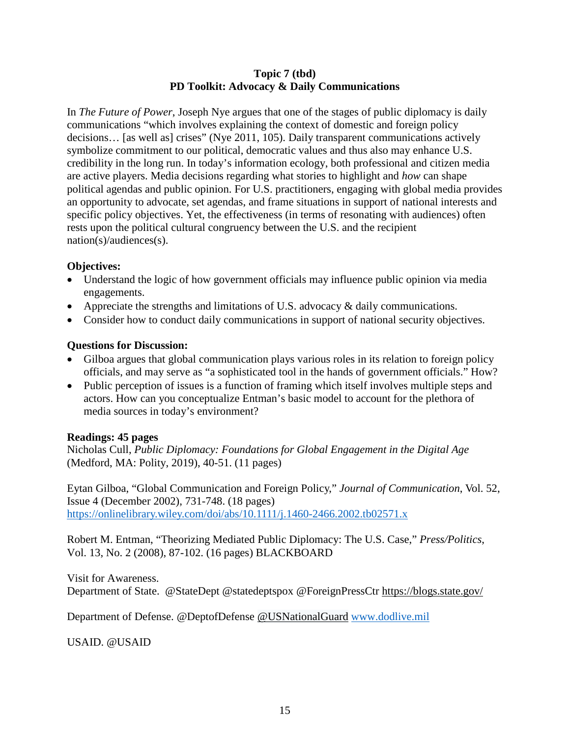**Topic 7 (tbd)**
**PD Toolkit: Advocacy & Daily Communications**

In *The Future of Power*, Joseph Nye argues that one of the stages of public diplomacy is daily communications "which involves explaining the context of domestic and foreign policy decisions… [as well as] crises" (Nye 2011, 105). Daily transparent communications actively symbolize commitment to our political, democratic values and thus also may enhance U.S. credibility in the long run. In today's information ecology, both professional and citizen media are active players. Media decisions regarding what stories to highlight and *how* can shape political agendas and public opinion. For U.S. practitioners, engaging with global media provides an opportunity to advocate, set agendas, and frame situations in support of national interests and specific policy objectives. Yet, the effectiveness (in terms of resonating with audiences) often rests upon the political cultural congruency between the U.S. and the recipient nation(s)/audiences(s).

**Objectives:**

- Understand the logic of how government officials may influence public opinion via media engagements.
- Appreciate the strengths and limitations of U.S. advocacy & daily communications.
- Consider how to conduct daily communications in support of national security objectives.

**Questions for Discussion:**

- Gilboa argues that global communication plays various roles in its relation to foreign policy officials, and may serve as "a sophisticated tool in the hands of government officials." How?
- Public perception of issues is a function of framing which itself involves multiple steps and actors. How can you conceptualize Entman's basic model to account for the plethora of media sources in today's environment?

**Readings: 45 pages**

Nicholas Cull, *Public Diplomacy: Foundations for Global Engagement in the Digital Age* (Medford, MA: Polity, 2019), 40-51. (11 pages)

Eytan Gilboa, "Global Communication and Foreign Policy," *Journal of Communication*, Vol. 52, Issue 4 (December 2002), 731-748. (18 pages) https://onlinelibrary.wiley.com/doi/abs/10.1111/j.1460-2466.2002.tb02571.x

Robert M. Entman, "Theorizing Mediated Public Diplomacy: The U.S. Case," *Press/Politics*, Vol. 13, No. 2 (2008), 87-102. (16 pages) BLACKBOARD

Visit for Awareness.
Department of State. @StateDept @statedeptspox @ForeignPressCtr https://blogs.state.gov/

Department of Defense. @DeptofDefense @USNationalGuard www.dodlive.mil

USAID. @USAID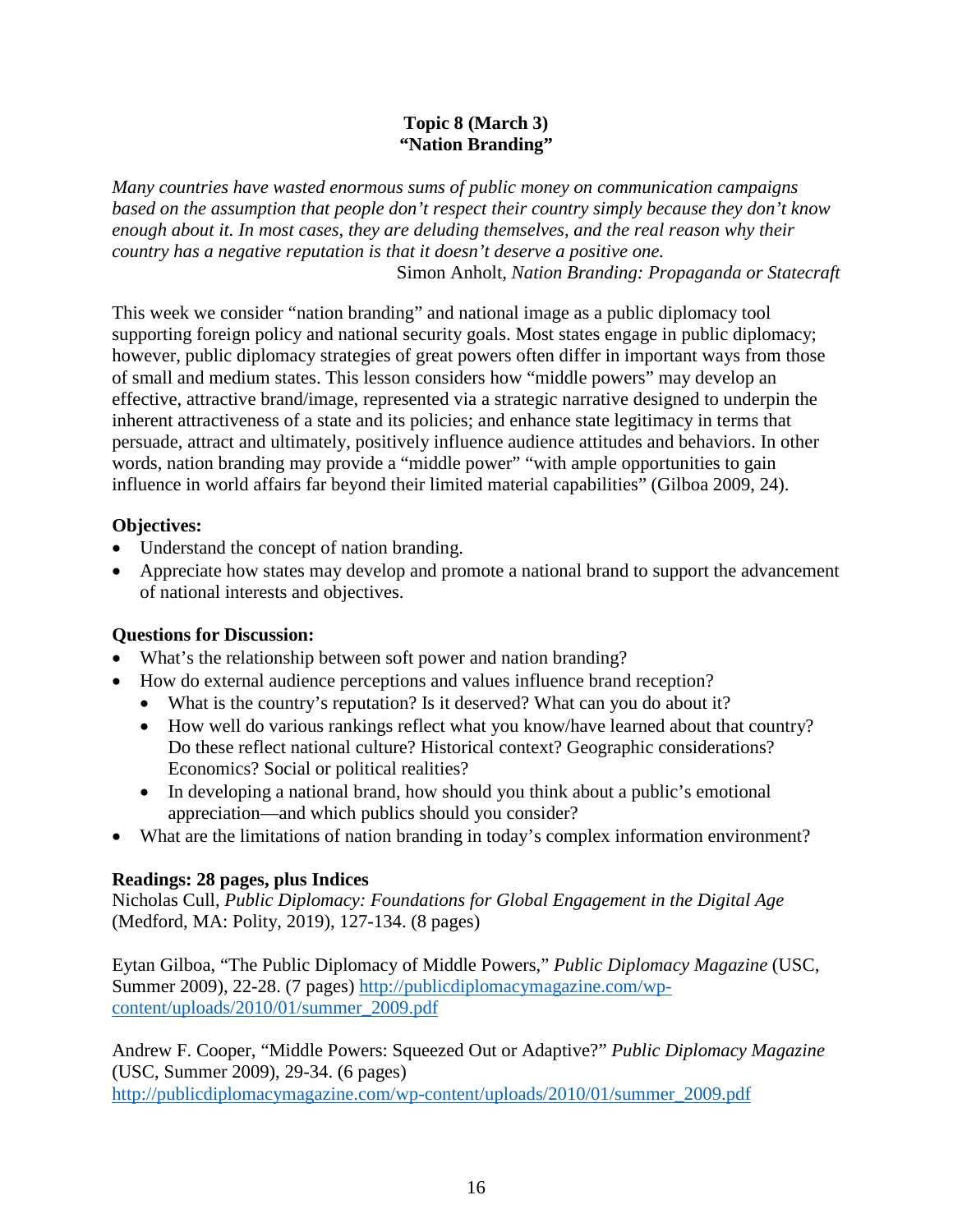**Topic 8 (March 3)**
**"Nation Branding"**

*Many countries have wasted enormous sums of public money on communication campaigns based on the assumption that people don't respect their country simply because they don't know enough about it. In most cases, they are deluding themselves, and the real reason why their country has a negative reputation is that it doesn't deserve a positive one.*

Simon Anholt, *Nation Branding: Propaganda or Statecraft*

This week we consider "nation branding" and national image as a public diplomacy tool supporting foreign policy and national security goals. Most states engage in public diplomacy; however, public diplomacy strategies of great powers often differ in important ways from those of small and medium states. This lesson considers how "middle powers" may develop an effective, attractive brand/image, represented via a strategic narrative designed to underpin the inherent attractiveness of a state and its policies; and enhance state legitimacy in terms that persuade, attract and ultimately, positively influence audience attitudes and behaviors. In other words, nation branding may provide a "middle power" "with ample opportunities to gain influence in world affairs far beyond their limited material capabilities" (Gilboa 2009, 24).

**Objectives:**

- Understand the concept of nation branding.
- Appreciate how states may develop and promote a national brand to support the advancement of national interests and objectives.

**Questions for Discussion:**

- What's the relationship between soft power and nation branding?
- How do external audience perceptions and values influence brand reception?
  - What is the country's reputation? Is it deserved? What can you do about it?
  - How well do various rankings reflect what you know/have learned about that country? Do these reflect national culture? Historical context? Geographic considerations? Economics? Social or political realities?
  - In developing a national brand, how should you think about a public's emotional appreciation—and which publics should you consider?
- What are the limitations of nation branding in today's complex information environment?

**Readings: 28 pages, plus Indices**

Nicholas Cull, *Public Diplomacy: Foundations for Global Engagement in the Digital Age* (Medford, MA: Polity, 2019), 127-134. (8 pages)

Eytan Gilboa, "The Public Diplomacy of Middle Powers," *Public Diplomacy Magazine* (USC, Summer 2009), 22-28. (7 pages) http://publicdiplomacymagazine.com/wp-content/uploads/2010/01/summer_2009.pdf

Andrew F. Cooper, "Middle Powers: Squeezed Out or Adaptive?" *Public Diplomacy Magazine* (USC, Summer 2009), 29-34. (6 pages) http://publicdiplomacymagazine.com/wp-content/uploads/2010/01/summer_2009.pdf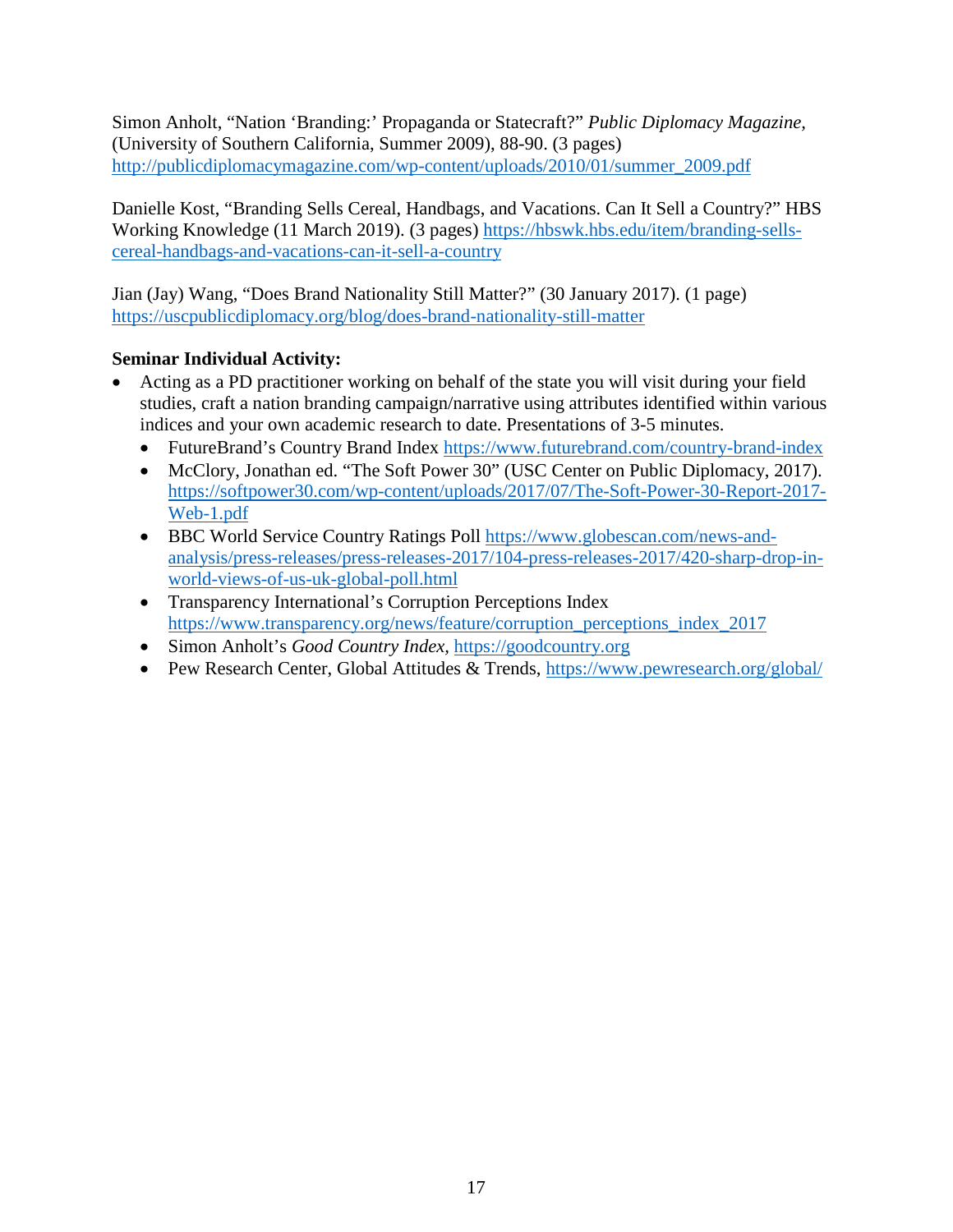Simon Anholt, “Nation ‘Branding:’ Propaganda or Statecraft?” *Public Diplomacy Magazine*, (University of Southern California, Summer 2009), 88-90. (3 pages) http://publicdiplomacymagazine.com/wp-content/uploads/2010/01/summer_2009.pdf

Danielle Kost, “Branding Sells Cereal, Handbags, and Vacations. Can It Sell a Country?” HBS Working Knowledge (11 March 2019). (3 pages) https://hbswk.hbs.edu/item/branding-sells-cereal-handbags-and-vacations-can-it-sell-a-country

Jian (Jay) Wang, “Does Brand Nationality Still Matter?” (30 January 2017). (1 page) https://uscpublicdiplomacy.org/blog/does-brand-nationality-still-matter

**Seminar Individual Activity:**

- Acting as a PD practitioner working on behalf of the state you will visit during your field studies, craft a nation branding campaign/narrative using attributes identified within various indices and your own academic research to date. Presentations of 3-5 minutes.
  - FutureBrand’s Country Brand Index https://www.futurebrand.com/country-brand-index
  - McClory, Jonathan ed. “The Soft Power 30” (USC Center on Public Diplomacy, 2017). https://softpower30.com/wp-content/uploads/2017/07/The-Soft-Power-30-Report-2017-Web-1.pdf
  - BBC World Service Country Ratings Poll https://www.globescan.com/news-and-analysis/press-releases/press-releases-2017/104-press-releases-2017/420-sharp-drop-in-world-views-of-us-uk-global-poll.html
  - Transparency International’s Corruption Perceptions Index https://www.transparency.org/news/feature/corruption_perceptions_index_2017
  - Simon Anholt’s *Good Country Index*, https://goodcountry.org
  - Pew Research Center, Global Attitudes & Trends, https://www.pewresearch.org/global/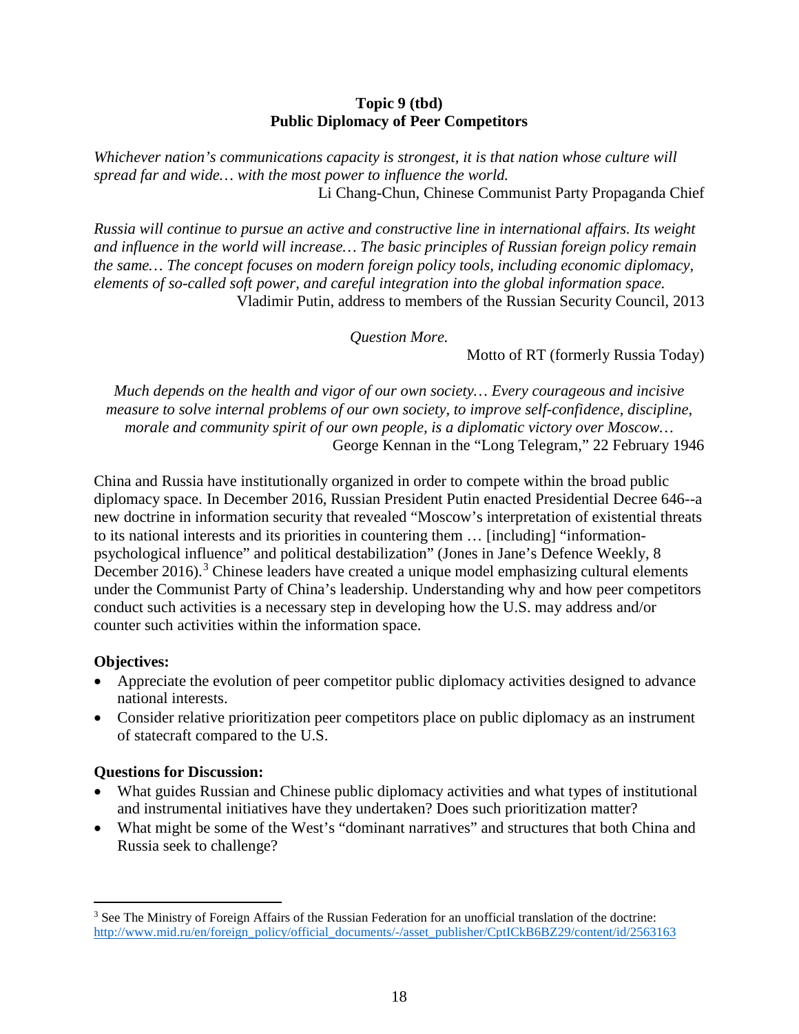**Topic 9 (tbd)**
**Public Diplomacy of Peer Competitors**

*Whichever nation's communications capacity is strongest, it is that nation whose culture will spread far and wide… with the most power to influence the world.*
Li Chang-Chun, Chinese Communist Party Propaganda Chief

*Russia will continue to pursue an active and constructive line in international affairs. Its weight and influence in the world will increase… The basic principles of Russian foreign policy remain the same… The concept focuses on modern foreign policy tools, including economic diplomacy, elements of so-called soft power, and careful integration into the global information space.*
Vladimir Putin, address to members of the Russian Security Council, 2013

*Question More.*
Motto of RT (formerly Russia Today)

*Much depends on the health and vigor of our own society… Every courageous and incisive measure to solve internal problems of our own society, to improve self-confidence, discipline, morale and community spirit of our own people, is a diplomatic victory over Moscow…*
George Kennan in the "Long Telegram," 22 February 1946

China and Russia have institutionally organized in order to compete within the broad public diplomacy space. In December 2016, Russian President Putin enacted Presidential Decree 646--a new doctrine in information security that revealed "Moscow's interpretation of existential threats to its national interests and its priorities in countering them … [including] "information-psychological influence" and political destabilization" (Jones in Jane's Defence Weekly, 8 December 2016).[3] Chinese leaders have created a unique model emphasizing cultural elements under the Communist Party of China's leadership. Understanding why and how peer competitors conduct such activities is a necessary step in developing how the U.S. may address and/or counter such activities within the information space.

**Objectives:**

- Appreciate the evolution of peer competitor public diplomacy activities designed to advance national interests.
- Consider relative prioritization peer competitors place on public diplomacy as an instrument of statecraft compared to the U.S.

**Questions for Discussion:**

- What guides Russian and Chinese public diplomacy activities and what types of institutional and instrumental initiatives have they undertaken? Does such prioritization matter?
- What might be some of the West's "dominant narratives" and structures that both China and Russia seek to challenge?

[3] See The Ministry of Foreign Affairs of the Russian Federation for an unofficial translation of the doctrine: http://www.mid.ru/en/foreign_policy/official_documents/-/asset_publisher/CptICkB6BZ29/content/id/2563163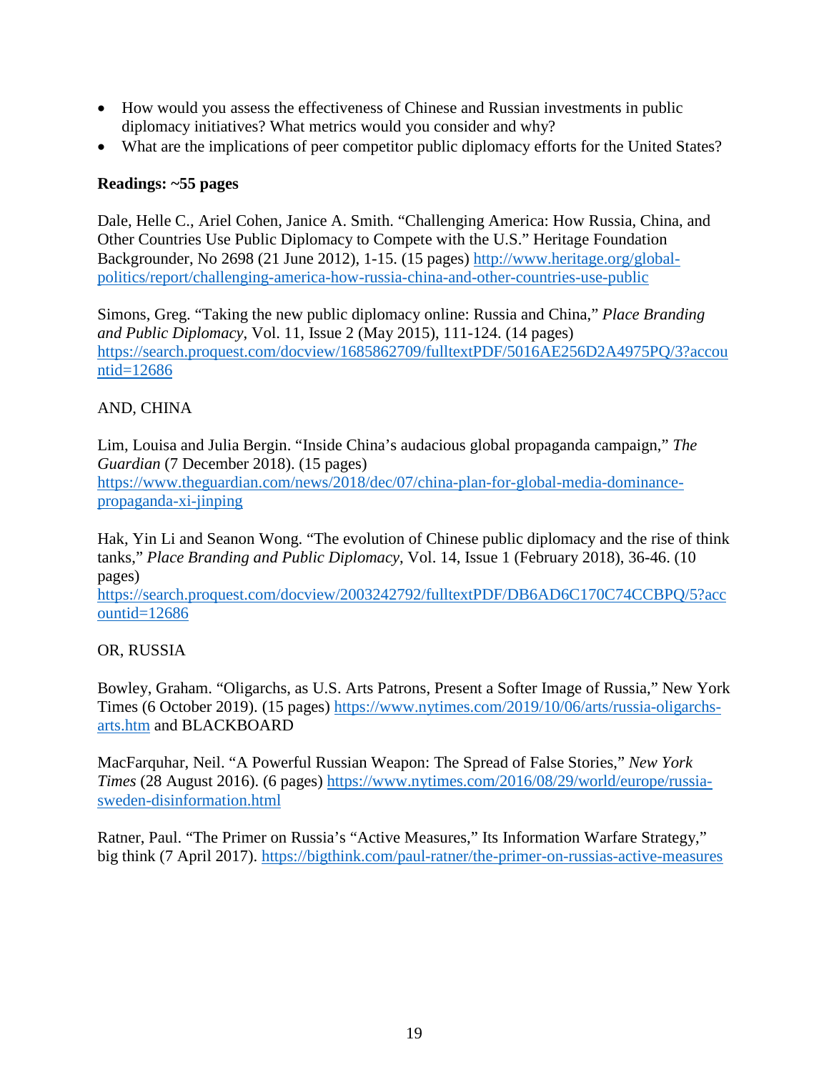- How would you assess the effectiveness of Chinese and Russian investments in public diplomacy initiatives? What metrics would you consider and why?
- What are the implications of peer competitor public diplomacy efforts for the United States?

**Readings: ~55 pages**

Dale, Helle C., Ariel Cohen, Janice A. Smith. "Challenging America: How Russia, China, and Other Countries Use Public Diplomacy to Compete with the U.S." Heritage Foundation Backgrounder, No 2698 (21 June 2012), 1-15. (15 pages) [http://www.heritage.org/global-politics/report/challenging-america-how-russia-china-and-other-countries-use-public](http://www.heritage.org/global-politics/report/challenging-america-how-russia-china-and-other-countries-use-public)

Simons, Greg. "Taking the new public diplomacy online: Russia and China," *Place Branding and Public Diplomacy*, Vol. 11, Issue 2 (May 2015), 111-124. (14 pages) [https://search.proquest.com/docview/1685862709/fulltextPDF/5016AE256D2A4975PQ/3?accountid=12686](https://search.proquest.com/docview/1685862709/fulltextPDF/5016AE256D2A4975PQ/3?accountid=12686)

AND, CHINA

Lim, Louisa and Julia Bergin. "Inside China's audacious global propaganda campaign," *The Guardian* (7 December 2018). (15 pages) [https://www.theguardian.com/news/2018/dec/07/china-plan-for-global-media-dominance-propaganda-xi-jinping](https://www.theguardian.com/news/2018/dec/07/china-plan-for-global-media-dominance-propaganda-xi-jinping)

Hak, Yin Li and Seanon Wong. "The evolution of Chinese public diplomacy and the rise of think tanks," *Place Branding and Public Diplomacy*, Vol. 14, Issue 1 (February 2018), 36-46. (10 pages) [https://search.proquest.com/docview/2003242792/fulltextPDF/DB6AD6C170C74CCBPQ/5?accountid=12686](https://search.proquest.com/docview/2003242792/fulltextPDF/DB6AD6C170C74CCBPQ/5?accountid=12686)

OR, RUSSIA

Bowley, Graham. "Oligarchs, as U.S. Arts Patrons, Present a Softer Image of Russia," New York Times (6 October 2019). (15 pages) [https://www.nytimes.com/2019/10/06/arts/russia-oligarchs-arts.htm](https://www.nytimes.com/2019/10/06/arts/russia-oligarchs-arts.htm) and BLACKBOARD

MacFarquhar, Neil. "A Powerful Russian Weapon: The Spread of False Stories," *New York Times* (28 August 2016). (6 pages) [https://www.nytimes.com/2016/08/29/world/europe/russia-sweden-disinformation.html](https://www.nytimes.com/2016/08/29/world/europe/russia-sweden-disinformation.html)

Ratner, Paul. "The Primer on Russia's "Active Measures," Its Information Warfare Strategy," big think (7 April 2017). [https://bigthink.com/paul-ratner/the-primer-on-russias-active-measures](https://bigthink.com/paul-ratner/the-primer-on-russias-active-measures)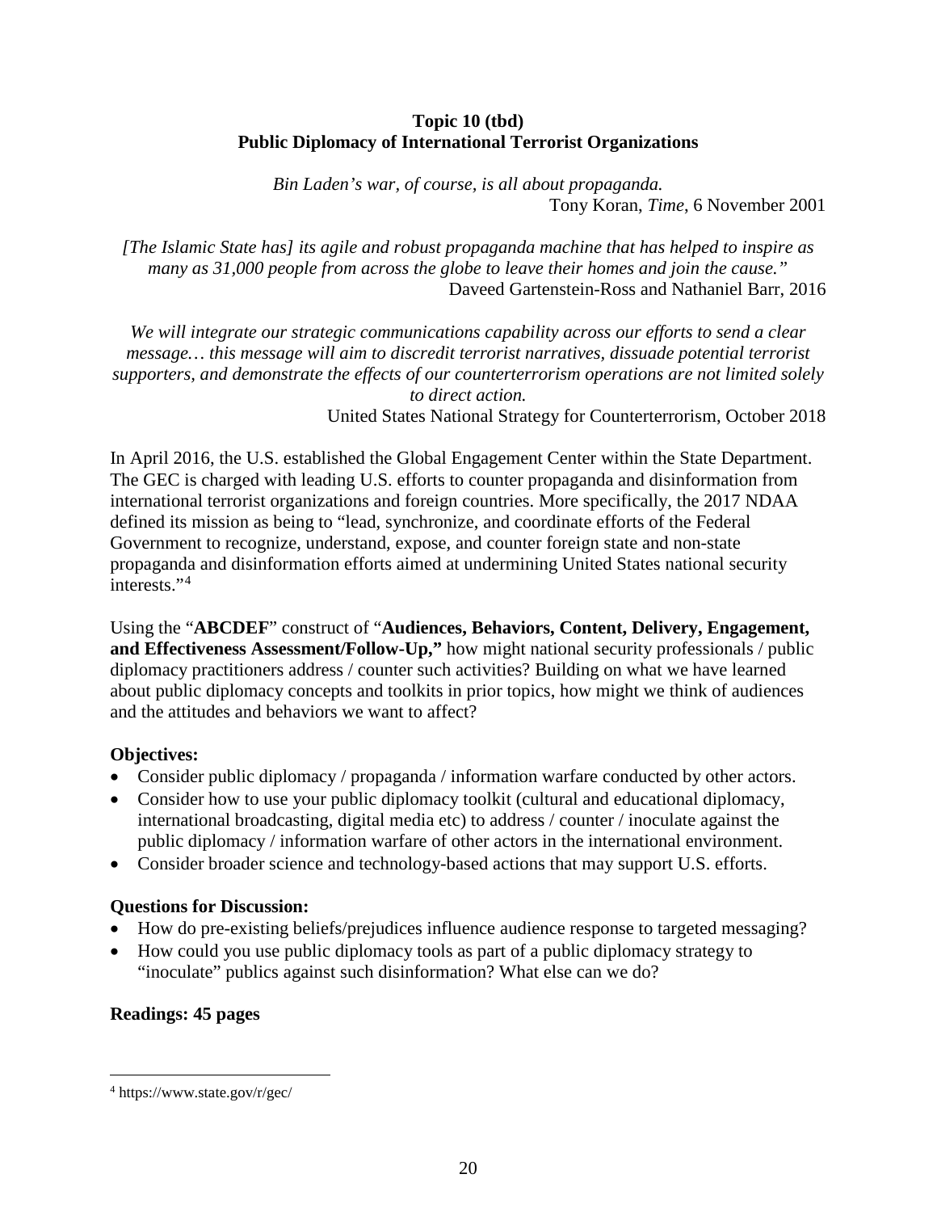**Topic 10 (tbd)**
**Public Diplomacy of International Terrorist Organizations**

*Bin Laden's war, of course, is all about propaganda.*
Tony Koran, *Time*, 6 November 2001

*[The Islamic State has] its agile and robust propaganda machine that has helped to inspire as many as 31,000 people from across the globe to leave their homes and join the cause."*
Daveed Gartenstein-Ross and Nathaniel Barr, 2016

*We will integrate our strategic communications capability across our efforts to send a clear message… this message will aim to discredit terrorist narratives, dissuade potential terrorist supporters, and demonstrate the effects of our counterterrorism operations are not limited solely to direct action.*
United States National Strategy for Counterterrorism, October 2018

In April 2016, the U.S. established the Global Engagement Center within the State Department. The GEC is charged with leading U.S. efforts to counter propaganda and disinformation from international terrorist organizations and foreign countries. More specifically, the 2017 NDAA defined its mission as being to "lead, synchronize, and coordinate efforts of the Federal Government to recognize, understand, expose, and counter foreign state and non-state propaganda and disinformation efforts aimed at undermining United States national security interests."[4]

Using the "**ABCDEF**" construct of "**Audiences, Behaviors, Content, Delivery, Engagement, and Effectiveness Assessment/Follow-Up,"** how might national security professionals / public diplomacy practitioners address / counter such activities? Building on what we have learned about public diplomacy concepts and toolkits in prior topics, how might we think of audiences and the attitudes and behaviors we want to affect?

**Objectives:**

- Consider public diplomacy / propaganda / information warfare conducted by other actors.
- Consider how to use your public diplomacy toolkit (cultural and educational diplomacy, international broadcasting, digital media etc) to address / counter / inoculate against the public diplomacy / information warfare of other actors in the international environment.
- Consider broader science and technology-based actions that may support U.S. efforts.

**Questions for Discussion:**

- How do pre-existing beliefs/prejudices influence audience response to targeted messaging?
- How could you use public diplomacy tools as part of a public diplomacy strategy to "inoculate" publics against such disinformation? What else can we do?

**Readings: 45 pages**

---

[4] https://www.state.gov/r/gec/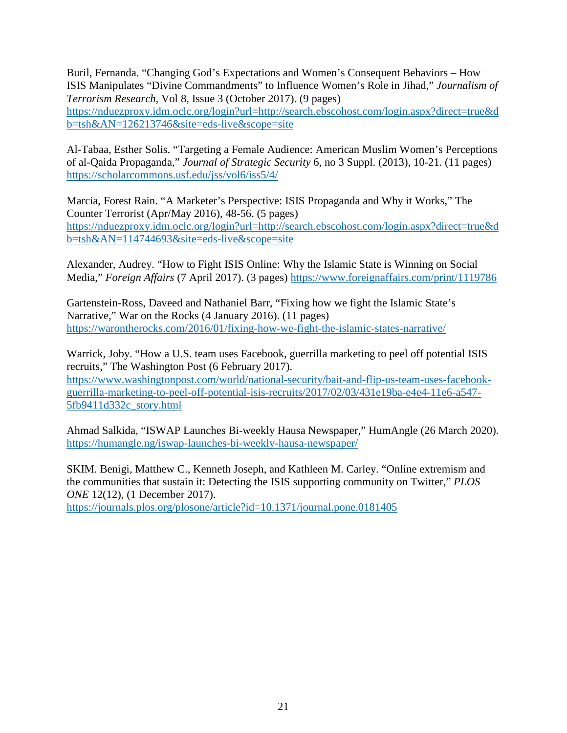Buril, Fernanda. “Changing God’s Expectations and Women’s Consequent Behaviors – How ISIS Manipulates “Divine Commandments” to Influence Women’s Role in Jihad,” *Journalism of Terrorism Research*, Vol 8, Issue 3 (October 2017). (9 pages) https://nduezproxy.idm.oclc.org/login?url=http://search.ebscohost.com/login.aspx?direct=true&db=tsh&AN=126213746&site=eds-live&scope=site

Al-Tabaa, Esther Solis. “Targeting a Female Audience: American Muslim Women’s Perceptions of al-Qaida Propaganda,” *Journal of Strategic Security* 6, no 3 Suppl. (2013), 10-21. (11 pages) https://scholarcommons.usf.edu/jss/vol6/iss5/4/

Marcia, Forest Rain. “A Marketer’s Perspective: ISIS Propaganda and Why it Works,” The Counter Terrorist (Apr/May 2016), 48-56. (5 pages) https://nduezproxy.idm.oclc.org/login?url=http://search.ebscohost.com/login.aspx?direct=true&db=tsh&AN=114744693&site=eds-live&scope=site

Alexander, Audrey. “How to Fight ISIS Online: Why the Islamic State is Winning on Social Media,” *Foreign Affairs* (7 April 2017). (3 pages) https://www.foreignaffairs.com/print/1119786

Gartenstein-Ross, Daveed and Nathaniel Barr, “Fixing how we fight the Islamic State’s Narrative,” War on the Rocks (4 January 2016). (11 pages) https://warontherocks.com/2016/01/fixing-how-we-fight-the-islamic-states-narrative/

Warrick, Joby. “How a U.S. team uses Facebook, guerrilla marketing to peel off potential ISIS recruits,” The Washington Post (6 February 2017). https://www.washingtonpost.com/world/national-security/bait-and-flip-us-team-uses-facebook-guerrilla-marketing-to-peel-off-potential-isis-recruits/2017/02/03/431e19ba-e4e4-11e6-a547-5fb9411d332c_story.html

Ahmad Salkida, “ISWAP Launches Bi-weekly Hausa Newspaper,” HumAngle (26 March 2020). https://humangle.ng/iswap-launches-bi-weekly-hausa-newspaper/

SKIM. Benigi, Matthew C., Kenneth Joseph, and Kathleen M. Carley. “Online extremism and the communities that sustain it: Detecting the ISIS supporting community on Twitter,” *PLOS ONE* 12(12), (1 December 2017). https://journals.plos.org/plosone/article?id=10.1371/journal.pone.0181405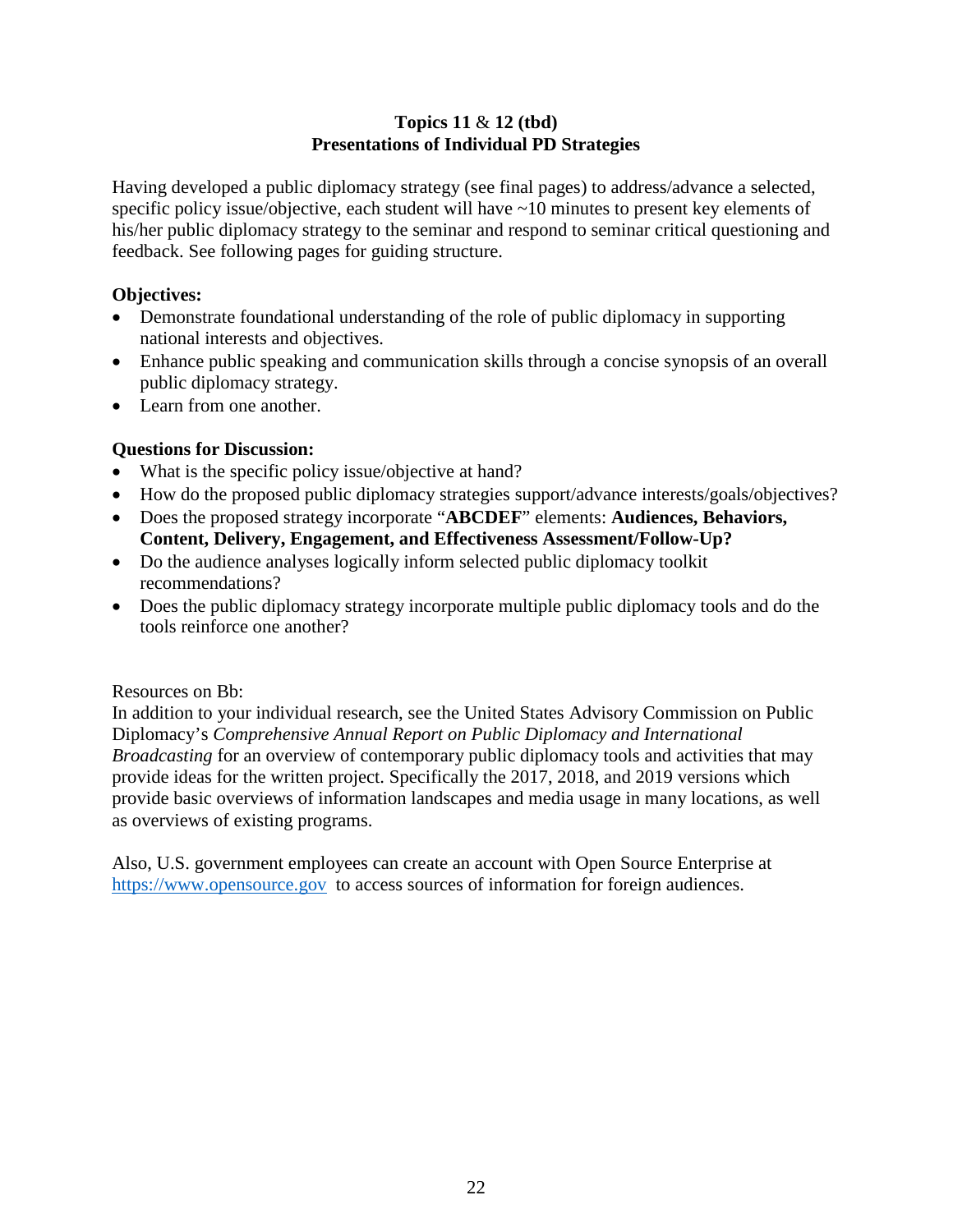## Topics 11 & 12 (tbd)
## Presentations of Individual PD Strategies

Having developed a public diplomacy strategy (see final pages) to address/advance a selected, specific policy issue/objective, each student will have ~10 minutes to present key elements of his/her public diplomacy strategy to the seminar and respond to seminar critical questioning and feedback. See following pages for guiding structure.

**Objectives:**

- Demonstrate foundational understanding of the role of public diplomacy in supporting national interests and objectives.
- Enhance public speaking and communication skills through a concise synopsis of an overall public diplomacy strategy.
- Learn from one another.

**Questions for Discussion:**

- What is the specific policy issue/objective at hand?
- How do the proposed public diplomacy strategies support/advance interests/goals/objectives?
- Does the proposed strategy incorporate "**ABCDEF**" elements: **Audiences, Behaviors, Content, Delivery, Engagement, and Effectiveness Assessment/Follow-Up?**
- Do the audience analyses logically inform selected public diplomacy toolkit recommendations?
- Does the public diplomacy strategy incorporate multiple public diplomacy tools and do the tools reinforce one another?

Resources on Bb:
In addition to your individual research, see the United States Advisory Commission on Public Diplomacy's *Comprehensive Annual Report on Public Diplomacy and International Broadcasting* for an overview of contemporary public diplomacy tools and activities that may provide ideas for the written project. Specifically the 2017, 2018, and 2019 versions which provide basic overviews of information landscapes and media usage in many locations, as well as overviews of existing programs.

Also, U.S. government employees can create an account with Open Source Enterprise at [https://www.opensource.gov](https://www.opensource.gov) to access sources of information for foreign audiences.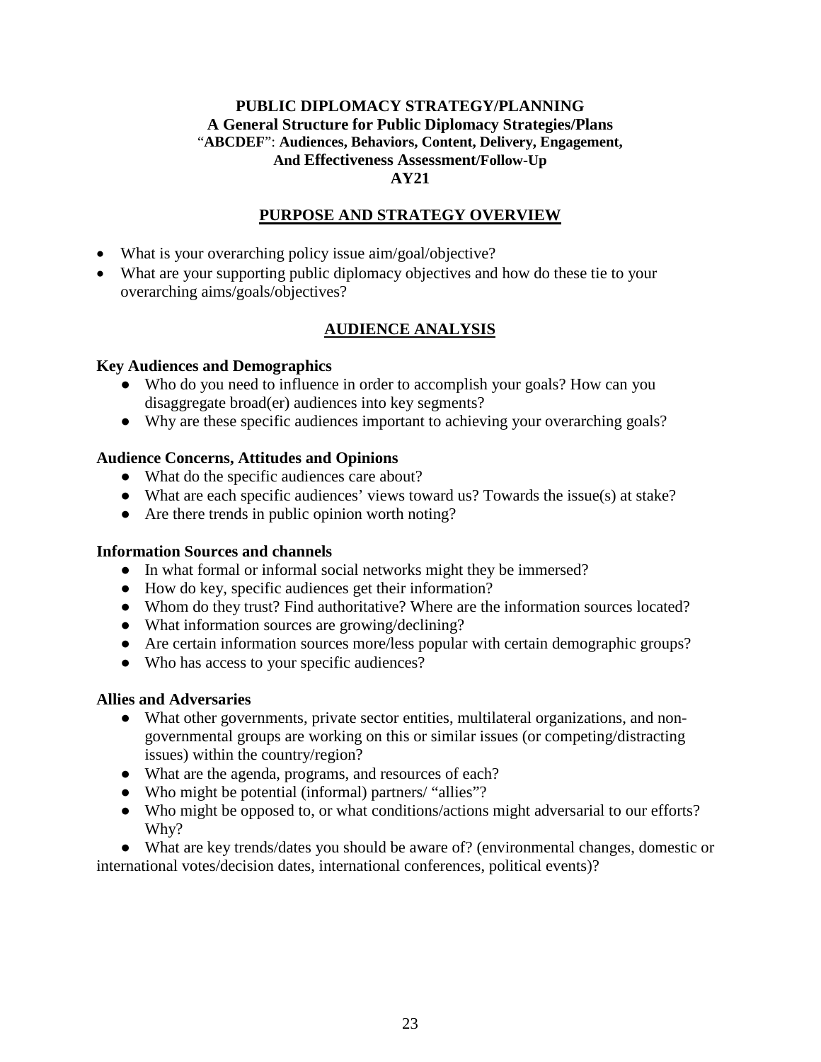**PUBLIC DIPLOMACY STRATEGY/PLANNING**
**A General Structure for Public Diplomacy Strategies/Plans**
"**ABCDEF**": **Audiences, Behaviors, Content, Delivery, Engagement, And Effectiveness Assessment/Follow-Up**
**AY21**

## PURPOSE AND STRATEGY OVERVIEW

- What is your overarching policy issue aim/goal/objective?
- What are your supporting public diplomacy objectives and how do these tie to your overarching aims/goals/objectives?

## AUDIENCE ANALYSIS

### Key Audiences and Demographics

- Who do you need to influence in order to accomplish your goals? How can you disaggregate broad(er) audiences into key segments?
- Why are these specific audiences important to achieving your overarching goals?

### Audience Concerns, Attitudes and Opinions

- What do the specific audiences care about?
- What are each specific audiences' views toward us? Towards the issue(s) at stake?
- Are there trends in public opinion worth noting?

### Information Sources and channels

- In what formal or informal social networks might they be immersed?
- How do key, specific audiences get their information?
- Whom do they trust? Find authoritative? Where are the information sources located?
- What information sources are growing/declining?
- Are certain information sources more/less popular with certain demographic groups?
- Who has access to your specific audiences?

### Allies and Adversaries

- What other governments, private sector entities, multilateral organizations, and non-governmental groups are working on this or similar issues (or competing/distracting issues) within the country/region?
- What are the agenda, programs, and resources of each?
- Who might be potential (informal) partners/ "allies"?
- Who might be opposed to, or what conditions/actions might adversarial to our efforts? Why?
- What are key trends/dates you should be aware of? (environmental changes, domestic or international votes/decision dates, international conferences, political events)?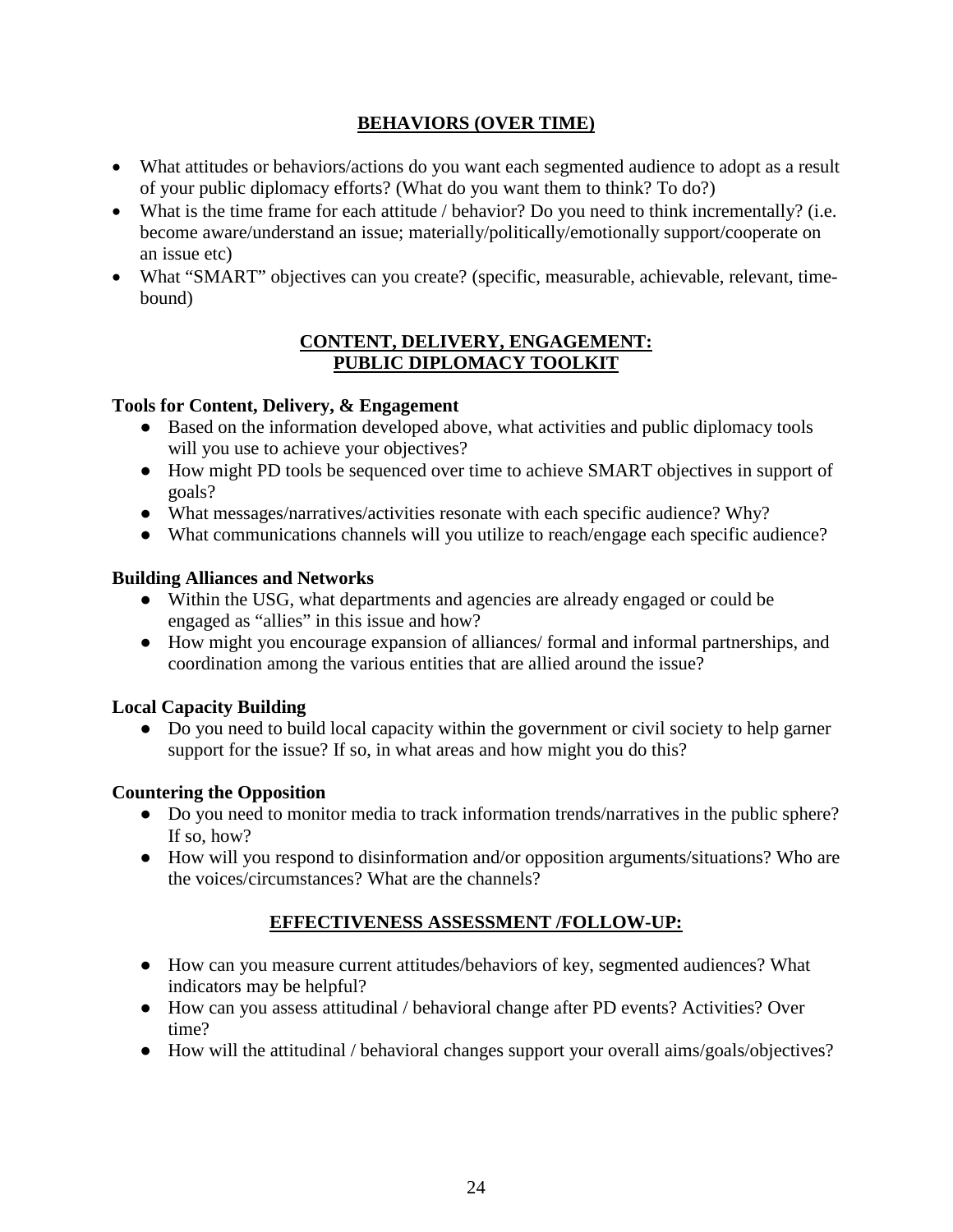## BEHAVIORS (OVER TIME)

- What attitudes or behaviors/actions do you want each segmented audience to adopt as a result of your public diplomacy efforts? (What do you want them to think? To do?)
- What is the time frame for each attitude / behavior? Do you need to think incrementally? (i.e. become aware/understand an issue; materially/politically/emotionally support/cooperate on an issue etc)
- What "SMART" objectives can you create? (specific, measurable, achievable, relevant, time-bound)

## CONTENT, DELIVERY, ENGAGEMENT: PUBLIC DIPLOMACY TOOLKIT

### Tools for Content, Delivery, & Engagement

- Based on the information developed above, what activities and public diplomacy tools will you use to achieve your objectives?
- How might PD tools be sequenced over time to achieve SMART objectives in support of goals?
- What messages/narratives/activities resonate with each specific audience? Why?
- What communications channels will you utilize to reach/engage each specific audience?

### Building Alliances and Networks

- Within the USG, what departments and agencies are already engaged or could be engaged as "allies" in this issue and how?
- How might you encourage expansion of alliances/ formal and informal partnerships, and coordination among the various entities that are allied around the issue?

### Local Capacity Building

- Do you need to build local capacity within the government or civil society to help garner support for the issue? If so, in what areas and how might you do this?

### Countering the Opposition

- Do you need to monitor media to track information trends/narratives in the public sphere? If so, how?
- How will you respond to disinformation and/or opposition arguments/situations? Who are the voices/circumstances? What are the channels?

## EFFECTIVENESS ASSESSMENT /FOLLOW-UP:

- How can you measure current attitudes/behaviors of key, segmented audiences? What indicators may be helpful?
- How can you assess attitudinal / behavioral change after PD events? Activities? Over time?
- How will the attitudinal / behavioral changes support your overall aims/goals/objectives?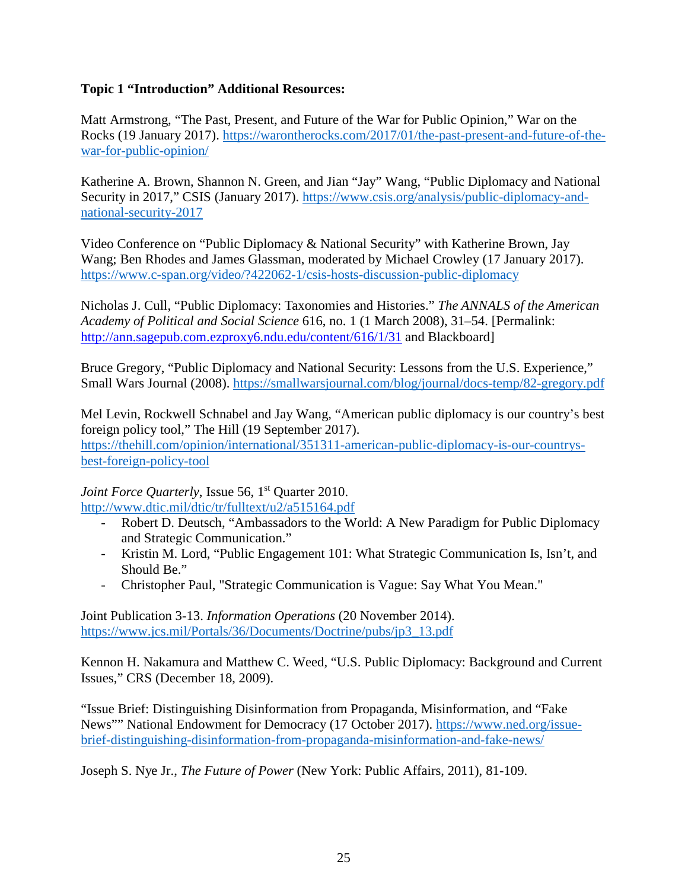**Topic 1 "Introduction" Additional Resources:**

Matt Armstrong, "The Past, Present, and Future of the War for Public Opinion," War on the Rocks (19 January 2017). https://warontherocks.com/2017/01/the-past-present-and-future-of-the-war-for-public-opinion/

Katherine A. Brown, Shannon N. Green, and Jian "Jay" Wang, "Public Diplomacy and National Security in 2017," CSIS (January 2017). https://www.csis.org/analysis/public-diplomacy-and-national-security-2017

Video Conference on "Public Diplomacy & National Security" with Katherine Brown, Jay Wang; Ben Rhodes and James Glassman, moderated by Michael Crowley (17 January 2017). https://www.c-span.org/video/?422062-1/csis-hosts-discussion-public-diplomacy

Nicholas J. Cull, "Public Diplomacy: Taxonomies and Histories." *The ANNALS of the American Academy of Political and Social Science* 616, no. 1 (1 March 2008), 31–54. [Permalink: http://ann.sagepub.com.ezproxy6.ndu.edu/content/616/1/31 and Blackboard]

Bruce Gregory, "Public Diplomacy and National Security: Lessons from the U.S. Experience," Small Wars Journal (2008). https://smallwarsjournal.com/blog/journal/docs-temp/82-gregory.pdf

Mel Levin, Rockwell Schnabel and Jay Wang, "American public diplomacy is our country's best foreign policy tool," The Hill (19 September 2017). https://thehill.com/opinion/international/351311-american-public-diplomacy-is-our-countrys-best-foreign-policy-tool

*Joint Force Quarterly*, Issue 56, 1st Quarter 2010. http://www.dtic.mil/dtic/tr/fulltext/u2/a515164.pdf

- Robert D. Deutsch, "Ambassadors to the World: A New Paradigm for Public Diplomacy and Strategic Communication."
- Kristin M. Lord, "Public Engagement 101: What Strategic Communication Is, Isn't, and Should Be."
- Christopher Paul, "Strategic Communication is Vague: Say What You Mean."

Joint Publication 3-13. *Information Operations* (20 November 2014). https://www.jcs.mil/Portals/36/Documents/Doctrine/pubs/jp3_13.pdf

Kennon H. Nakamura and Matthew C. Weed, "U.S. Public Diplomacy: Background and Current Issues," CRS (December 18, 2009).

"Issue Brief: Distinguishing Disinformation from Propaganda, Misinformation, and "Fake News"" National Endowment for Democracy (17 October 2017). https://www.ned.org/issue-brief-distinguishing-disinformation-from-propaganda-misinformation-and-fake-news/

Joseph S. Nye Jr., *The Future of Power* (New York: Public Affairs, 2011), 81-109.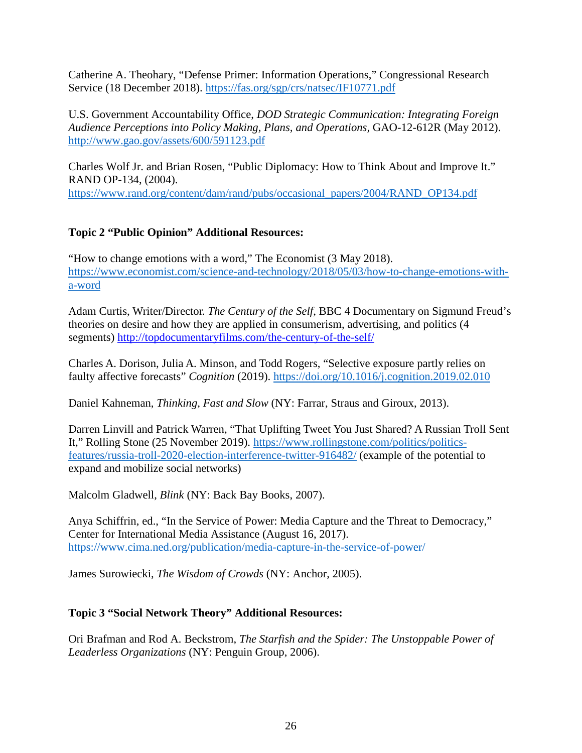Catherine A. Theohary, "Defense Primer: Information Operations," Congressional Research Service (18 December 2018). https://fas.org/sgp/crs/natsec/IF10771.pdf

U.S. Government Accountability Office, *DOD Strategic Communication: Integrating Foreign Audience Perceptions into Policy Making, Plans, and Operations*, GAO-12-612R (May 2012). http://www.gao.gov/assets/600/591123.pdf

Charles Wolf Jr. and Brian Rosen, "Public Diplomacy: How to Think About and Improve It." RAND OP-134, (2004). https://www.rand.org/content/dam/rand/pubs/occasional_papers/2004/RAND_OP134.pdf

**Topic 2 "Public Opinion" Additional Resources:**

"How to change emotions with a word," The Economist (3 May 2018). https://www.economist.com/science-and-technology/2018/05/03/how-to-change-emotions-with-a-word

Adam Curtis, Writer/Director. *The Century of the Self*, BBC 4 Documentary on Sigmund Freud's theories on desire and how they are applied in consumerism, advertising, and politics (4 segments) http://topdocumentaryfilms.com/the-century-of-the-self/

Charles A. Dorison, Julia A. Minson, and Todd Rogers, "Selective exposure partly relies on faulty affective forecasts" *Cognition* (2019). https://doi.org/10.1016/j.cognition.2019.02.010

Daniel Kahneman, *Thinking, Fast and Slow* (NY: Farrar, Straus and Giroux, 2013).

Darren Linvill and Patrick Warren, "That Uplifting Tweet You Just Shared? A Russian Troll Sent It," Rolling Stone (25 November 2019). https://www.rollingstone.com/politics/politics-features/russia-troll-2020-election-interference-twitter-916482/ (example of the potential to expand and mobilize social networks)

Malcolm Gladwell, *Blink* (NY: Back Bay Books, 2007).

Anya Schiffrin, ed., "In the Service of Power: Media Capture and the Threat to Democracy," Center for International Media Assistance (August 16, 2017). https://www.cima.ned.org/publication/media-capture-in-the-service-of-power/

James Surowiecki, *The Wisdom of Crowds* (NY: Anchor, 2005).

**Topic 3 "Social Network Theory" Additional Resources:**

Ori Brafman and Rod A. Beckstrom, *The Starfish and the Spider: The Unstoppable Power of Leaderless Organizations* (NY: Penguin Group, 2006).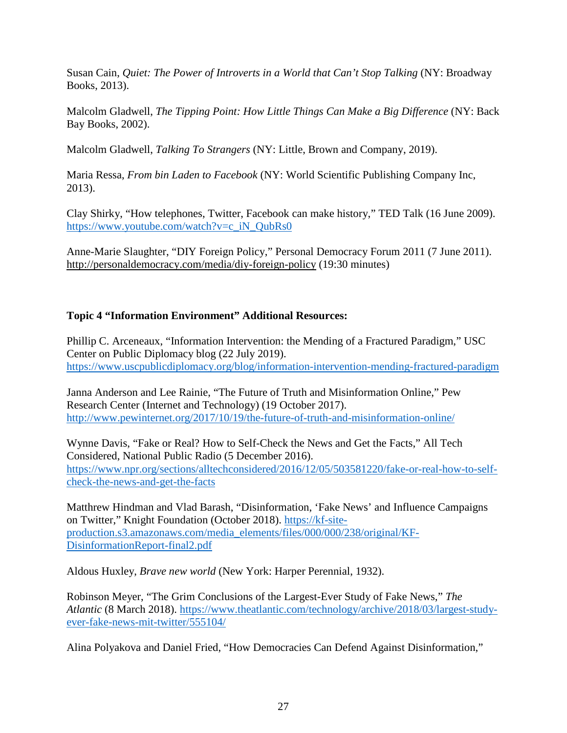Susan Cain, *Quiet: The Power of Introverts in a World that Can't Stop Talking* (NY: Broadway Books, 2013).

Malcolm Gladwell, *The Tipping Point: How Little Things Can Make a Big Difference* (NY: Back Bay Books, 2002).

Malcolm Gladwell, *Talking To Strangers* (NY: Little, Brown and Company, 2019).

Maria Ressa, *From bin Laden to Facebook* (NY: World Scientific Publishing Company Inc, 2013).

Clay Shirky, "How telephones, Twitter, Facebook can make history," TED Talk (16 June 2009). https://www.youtube.com/watch?v=c_iN_QubRs0

Anne-Marie Slaughter, "DIY Foreign Policy," Personal Democracy Forum 2011 (7 June 2011). http://personaldemocracy.com/media/diy-foreign-policy (19:30 minutes)

**Topic 4 "Information Environment" Additional Resources:**

Phillip C. Arceneaux, "Information Intervention: the Mending of a Fractured Paradigm," USC Center on Public Diplomacy blog (22 July 2019). https://www.uscpublicdiplomacy.org/blog/information-intervention-mending-fractured-paradigm

Janna Anderson and Lee Rainie, "The Future of Truth and Misinformation Online," Pew Research Center (Internet and Technology) (19 October 2017). http://www.pewinternet.org/2017/10/19/the-future-of-truth-and-misinformation-online/

Wynne Davis, "Fake or Real? How to Self-Check the News and Get the Facts," All Tech Considered, National Public Radio (5 December 2016). https://www.npr.org/sections/alltechconsidered/2016/12/05/503581220/fake-or-real-how-to-self-check-the-news-and-get-the-facts

Matthrew Hindman and Vlad Barash, "Disinformation, 'Fake News' and Influence Campaigns on Twitter," Knight Foundation (October 2018). https://kf-site-production.s3.amazonaws.com/media_elements/files/000/000/238/original/KF-DisinformationReport-final2.pdf

Aldous Huxley, *Brave new world* (New York: Harper Perennial, 1932).

Robinson Meyer, "The Grim Conclusions of the Largest-Ever Study of Fake News," *The Atlantic* (8 March 2018). https://www.theatlantic.com/technology/archive/2018/03/largest-study-ever-fake-news-mit-twitter/555104/

Alina Polyakova and Daniel Fried, "How Democracies Can Defend Against Disinformation,"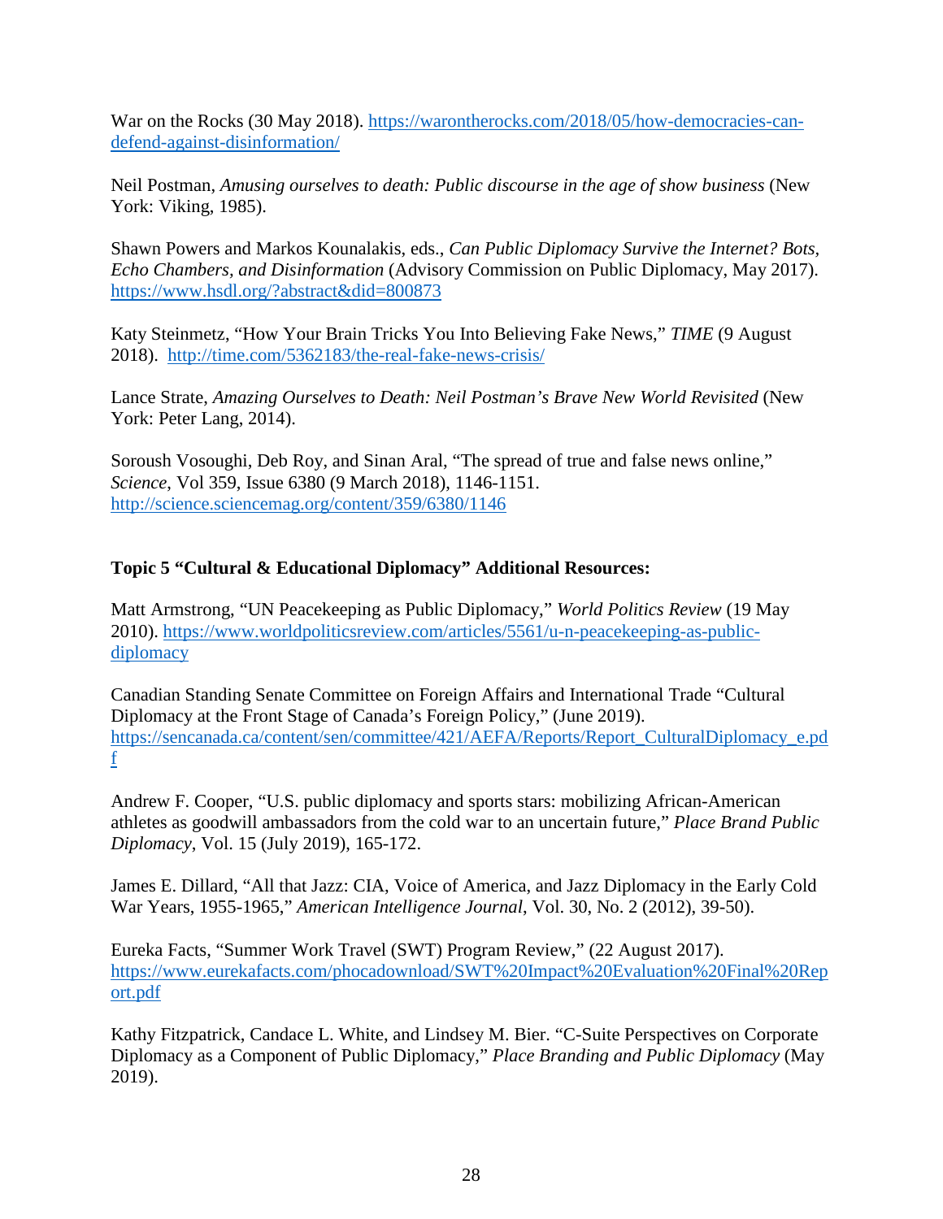War on the Rocks (30 May 2018). https://warontherocks.com/2018/05/how-democracies-can-defend-against-disinformation/

Neil Postman, *Amusing ourselves to death: Public discourse in the age of show business* (New York: Viking, 1985).

Shawn Powers and Markos Kounalakis, eds., *Can Public Diplomacy Survive the Internet? Bots, Echo Chambers, and Disinformation* (Advisory Commission on Public Diplomacy, May 2017). https://www.hsdl.org/?abstract&did=800873

Katy Steinmetz, "How Your Brain Tricks You Into Believing Fake News," *TIME* (9 August 2018). http://time.com/5362183/the-real-fake-news-crisis/

Lance Strate, *Amazing Ourselves to Death: Neil Postman's Brave New World Revisited* (New York: Peter Lang, 2014).

Soroush Vosoughi, Deb Roy, and Sinan Aral, "The spread of true and false news online," *Science*, Vol 359, Issue 6380 (9 March 2018), 1146-1151. http://science.sciencemag.org/content/359/6380/1146

**Topic 5 "Cultural & Educational Diplomacy" Additional Resources:**

Matt Armstrong, "UN Peacekeeping as Public Diplomacy," *World Politics Review* (19 May 2010). https://www.worldpoliticsreview.com/articles/5561/u-n-peacekeeping-as-public-diplomacy

Canadian Standing Senate Committee on Foreign Affairs and International Trade "Cultural Diplomacy at the Front Stage of Canada's Foreign Policy," (June 2019). https://sencanada.ca/content/sen/committee/421/AEFA/Reports/Report_CulturalDiplomacy_e.pdf

Andrew F. Cooper, "U.S. public diplomacy and sports stars: mobilizing African-American athletes as goodwill ambassadors from the cold war to an uncertain future," *Place Brand Public Diplomacy*, Vol. 15 (July 2019), 165-172.

James E. Dillard, "All that Jazz: CIA, Voice of America, and Jazz Diplomacy in the Early Cold War Years, 1955-1965," *American Intelligence Journal*, Vol. 30, No. 2 (2012), 39-50).

Eureka Facts, "Summer Work Travel (SWT) Program Review," (22 August 2017). https://www.eurekafacts.com/phocadownload/SWT%20Impact%20Evaluation%20Final%20Report.pdf

Kathy Fitzpatrick, Candace L. White, and Lindsey M. Bier. "C-Suite Perspectives on Corporate Diplomacy as a Component of Public Diplomacy," *Place Branding and Public Diplomacy* (May 2019).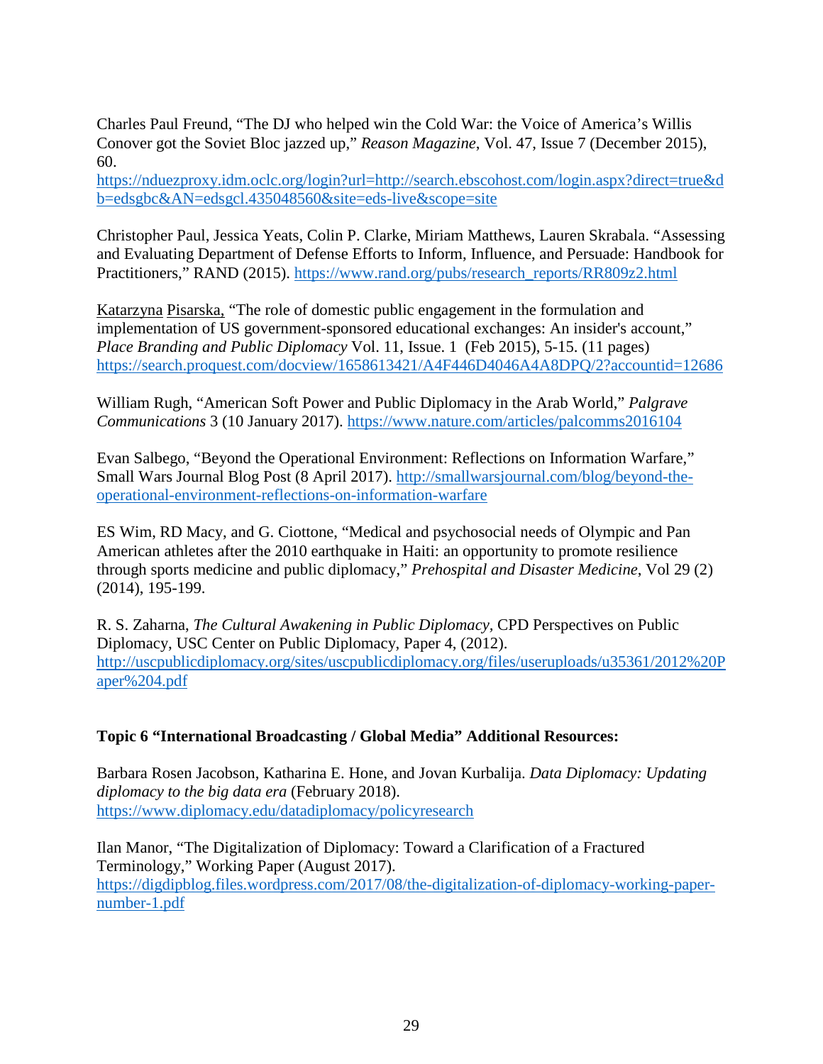Charles Paul Freund, "The DJ who helped win the Cold War: the Voice of America's Willis Conover got the Soviet Bloc jazzed up," *Reason Magazine*, Vol. 47, Issue 7 (December 2015), 60.
https://nduezproxy.idm.oclc.org/login?url=http://search.ebscohost.com/login.aspx?direct=true&db=edsgbc&AN=edsgcl.435048560&site=eds-live&scope=site

Christopher Paul, Jessica Yeats, Colin P. Clarke, Miriam Matthews, Lauren Skrabala. "Assessing and Evaluating Department of Defense Efforts to Inform, Influence, and Persuade: Handbook for Practitioners," RAND (2015). https://www.rand.org/pubs/research_reports/RR809z2.html

Katarzyna Pisarska, "The role of domestic public engagement in the formulation and implementation of US government-sponsored educational exchanges: An insider's account," *Place Branding and Public Diplomacy* Vol. 11, Issue. 1 (Feb 2015), 5-15. (11 pages)
https://search.proquest.com/docview/1658613421/A4F446D4046A4A8DPQ/2?accountid=12686

William Rugh, "American Soft Power and Public Diplomacy in the Arab World," *Palgrave Communications* 3 (10 January 2017). https://www.nature.com/articles/palcomms2016104

Evan Salbego, "Beyond the Operational Environment: Reflections on Information Warfare," Small Wars Journal Blog Post (8 April 2017). http://smallwarsjournal.com/blog/beyond-the-operational-environment-reflections-on-information-warfare

ES Wim, RD Macy, and G. Ciottone, "Medical and psychosocial needs of Olympic and Pan American athletes after the 2010 earthquake in Haiti: an opportunity to promote resilience through sports medicine and public diplomacy," *Prehospital and Disaster Medicine*, Vol 29 (2) (2014), 195-199.

R. S. Zaharna, *The Cultural Awakening in Public Diplomacy*, CPD Perspectives on Public Diplomacy, USC Center on Public Diplomacy, Paper 4, (2012).
http://uscpublicdiplomacy.org/sites/uscpublicdiplomacy.org/files/useruploads/u35361/2012%20Paper%204.pdf

**Topic 6 "International Broadcasting / Global Media" Additional Resources:**

Barbara Rosen Jacobson, Katharina E. Hone, and Jovan Kurbalija. *Data Diplomacy: Updating diplomacy to the big data era* (February 2018).
https://www.diplomacy.edu/datadiplomacy/policyresearch

Ilan Manor, "The Digitalization of Diplomacy: Toward a Clarification of a Fractured Terminology," Working Paper (August 2017).
https://digdipblog.files.wordpress.com/2017/08/the-digitalization-of-diplomacy-working-paper-number-1.pdf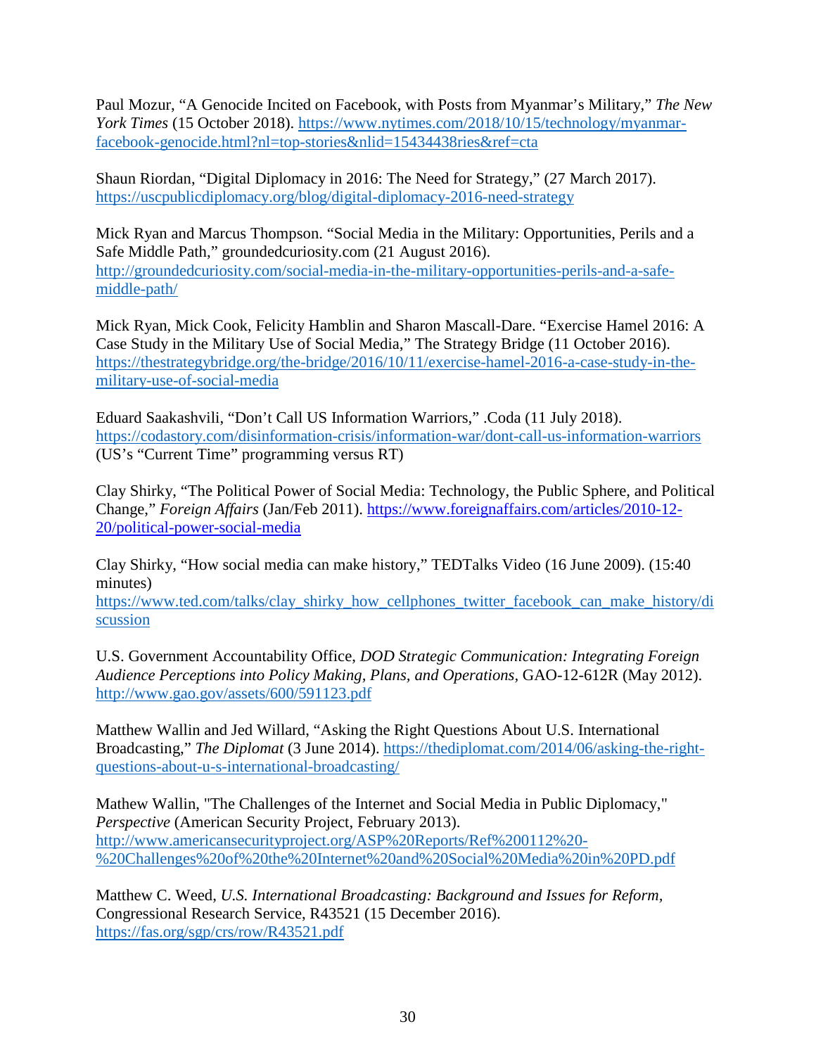Paul Mozur, "A Genocide Incited on Facebook, with Posts from Myanmar's Military," *The New York Times* (15 October 2018). https://www.nytimes.com/2018/10/15/technology/myanmar-facebook-genocide.html?nl=top-stories&nlid=15434438ries&ref=cta

Shaun Riordan, "Digital Diplomacy in 2016: The Need for Strategy," (27 March 2017). https://uscpublicdiplomacy.org/blog/digital-diplomacy-2016-need-strategy

Mick Ryan and Marcus Thompson. "Social Media in the Military: Opportunities, Perils and a Safe Middle Path," groundedcuriosity.com (21 August 2016). http://groundedcuriosity.com/social-media-in-the-military-opportunities-perils-and-a-safe-middle-path/

Mick Ryan, Mick Cook, Felicity Hamblin and Sharon Mascall-Dare. "Exercise Hamel 2016: A Case Study in the Military Use of Social Media," The Strategy Bridge (11 October 2016). https://thestrategybridge.org/the-bridge/2016/10/11/exercise-hamel-2016-a-case-study-in-the-military-use-of-social-media

Eduard Saakashvili, "Don't Call US Information Warriors," .Coda (11 July 2018). https://codastory.com/disinformation-crisis/information-war/dont-call-us-information-warriors (US's "Current Time" programming versus RT)

Clay Shirky, "The Political Power of Social Media: Technology, the Public Sphere, and Political Change," *Foreign Affairs* (Jan/Feb 2011). https://www.foreignaffairs.com/articles/2010-12-20/political-power-social-media

Clay Shirky, "How social media can make history," TEDTalks Video (16 June 2009). (15:40 minutes)
https://www.ted.com/talks/clay_shirky_how_cellphones_twitter_facebook_can_make_history/discussion

U.S. Government Accountability Office, *DOD Strategic Communication: Integrating Foreign Audience Perceptions into Policy Making, Plans, and Operations*, GAO-12-612R (May 2012). http://www.gao.gov/assets/600/591123.pdf

Matthew Wallin and Jed Willard, "Asking the Right Questions About U.S. International Broadcasting," *The Diplomat* (3 June 2014). https://thediplomat.com/2014/06/asking-the-right-questions-about-u-s-international-broadcasting/

Mathew Wallin, "The Challenges of the Internet and Social Media in Public Diplomacy," *Perspective* (American Security Project, February 2013). http://www.americansecurityproject.org/ASP%20Reports/Ref%200112%20-%20Challenges%20of%20the%20Internet%20and%20Social%20Media%20in%20PD.pdf

Matthew C. Weed, *U.S. International Broadcasting: Background and Issues for Reform*, Congressional Research Service, R43521 (15 December 2016). https://fas.org/sgp/crs/row/R43521.pdf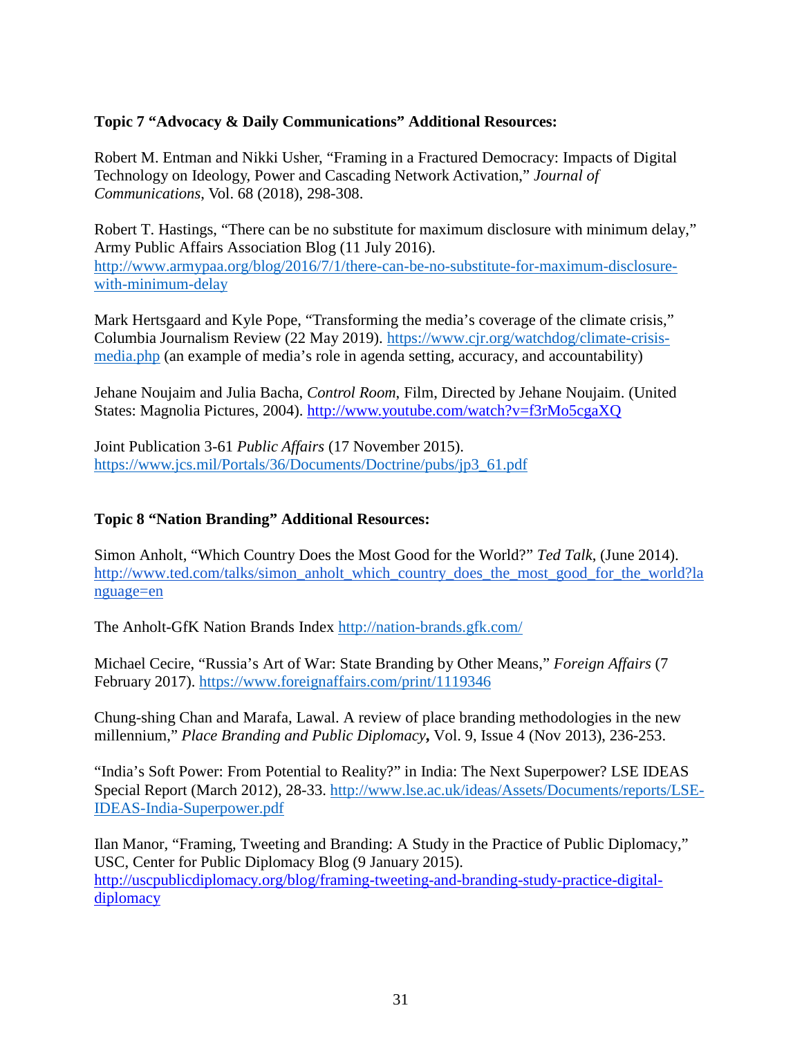**Topic 7 "Advocacy & Daily Communications" Additional Resources:**

Robert M. Entman and Nikki Usher, "Framing in a Fractured Democracy: Impacts of Digital Technology on Ideology, Power and Cascading Network Activation," *Journal of Communications*, Vol. 68 (2018), 298-308.

Robert T. Hastings, "There can be no substitute for maximum disclosure with minimum delay," Army Public Affairs Association Blog (11 July 2016). http://www.armypaa.org/blog/2016/7/1/there-can-be-no-substitute-for-maximum-disclosure-with-minimum-delay

Mark Hertsgaard and Kyle Pope, "Transforming the media's coverage of the climate crisis," Columbia Journalism Review (22 May 2019). https://www.cjr.org/watchdog/climate-crisis-media.php (an example of media's role in agenda setting, accuracy, and accountability)

Jehane Noujaim and Julia Bacha, *Control Room*, Film, Directed by Jehane Noujaim. (United States: Magnolia Pictures, 2004). http://www.youtube.com/watch?v=f3rMo5cgaXQ

Joint Publication 3-61 *Public Affairs* (17 November 2015). https://www.jcs.mil/Portals/36/Documents/Doctrine/pubs/jp3_61.pdf

**Topic 8 "Nation Branding" Additional Resources:**

Simon Anholt, "Which Country Does the Most Good for the World?" *Ted Talk*, (June 2014). http://www.ted.com/talks/simon_anholt_which_country_does_the_most_good_for_the_world?language=en

The Anholt-GfK Nation Brands Index http://nation-brands.gfk.com/

Michael Cecire, "Russia's Art of War: State Branding by Other Means," *Foreign Affairs* (7 February 2017). https://www.foreignaffairs.com/print/1119346

Chung-shing Chan and Marafa, Lawal. A review of place branding methodologies in the new millennium," *Place Branding and Public Diplomacy***,** Vol. 9, Issue 4 (Nov 2013), 236-253.

"India's Soft Power: From Potential to Reality?" in India: The Next Superpower? LSE IDEAS Special Report (March 2012), 28-33. http://www.lse.ac.uk/ideas/Assets/Documents/reports/LSE-IDEAS-India-Superpower.pdf

Ilan Manor, "Framing, Tweeting and Branding: A Study in the Practice of Public Diplomacy," USC, Center for Public Diplomacy Blog (9 January 2015). http://uscpublicdiplomacy.org/blog/framing-tweeting-and-branding-study-practice-digital-diplomacy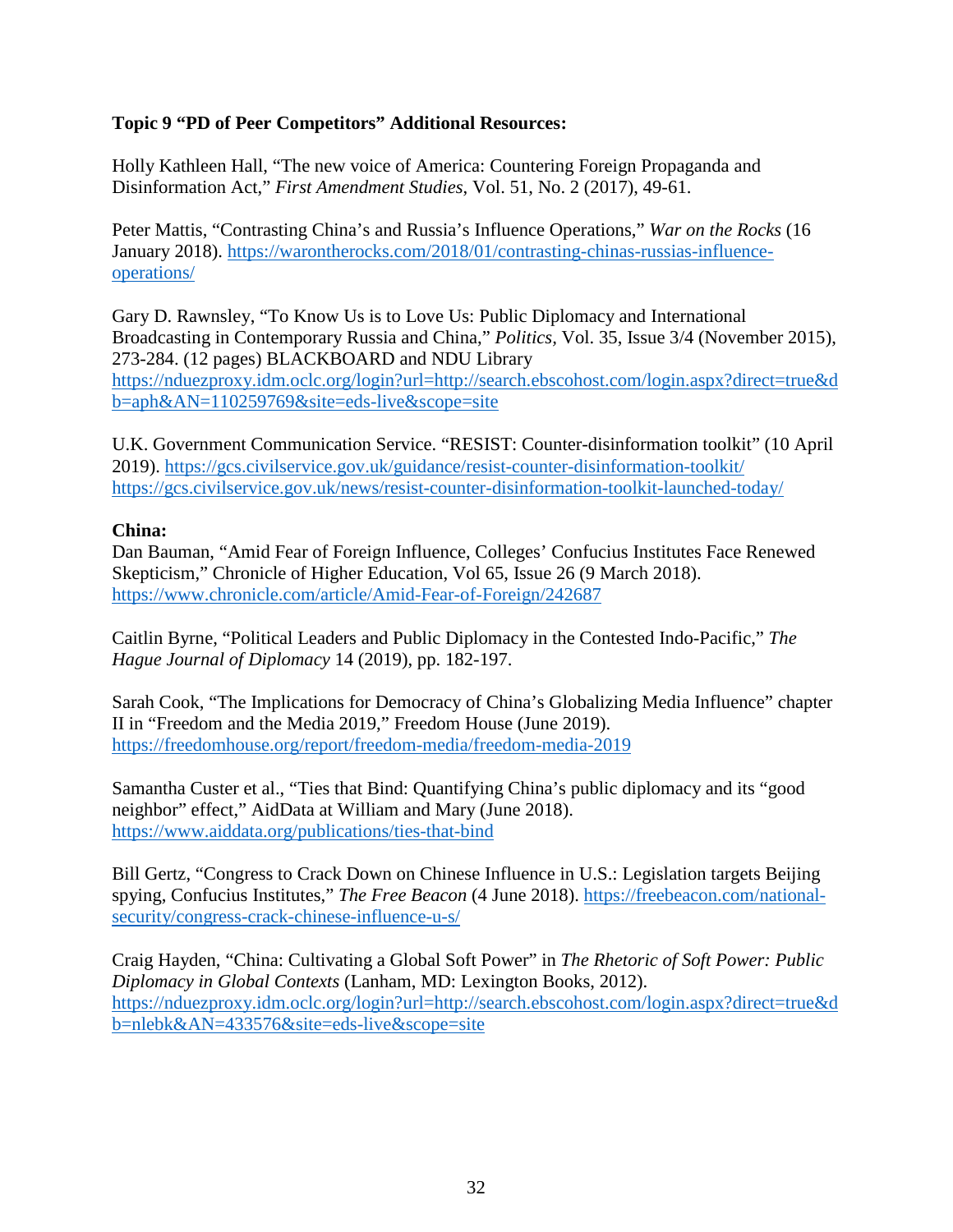**Topic 9 "PD of Peer Competitors" Additional Resources:**

Holly Kathleen Hall, "The new voice of America: Countering Foreign Propaganda and Disinformation Act," *First Amendment Studies*, Vol. 51, No. 2 (2017), 49-61.

Peter Mattis, "Contrasting China's and Russia's Influence Operations," *War on the Rocks* (16 January 2018). https://warontherocks.com/2018/01/contrasting-chinas-russias-influence-operations/

Gary D. Rawnsley, "To Know Us is to Love Us: Public Diplomacy and International Broadcasting in Contemporary Russia and China," *Politics*, Vol. 35, Issue 3/4 (November 2015), 273-284. (12 pages) BLACKBOARD and NDU Library https://nduezproxy.idm.oclc.org/login?url=http://search.ebscohost.com/login.aspx?direct=true&db=aph&AN=110259769&site=eds-live&scope=site

U.K. Government Communication Service. "RESIST: Counter-disinformation toolkit" (10 April 2019). https://gcs.civilservice.gov.uk/guidance/resist-counter-disinformation-toolkit/ https://gcs.civilservice.gov.uk/news/resist-counter-disinformation-toolkit-launched-today/

**China:**

Dan Bauman, "Amid Fear of Foreign Influence, Colleges' Confucius Institutes Face Renewed Skepticism," Chronicle of Higher Education, Vol 65, Issue 26 (9 March 2018). https://www.chronicle.com/article/Amid-Fear-of-Foreign/242687

Caitlin Byrne, "Political Leaders and Public Diplomacy in the Contested Indo-Pacific," *The Hague Journal of Diplomacy* 14 (2019), pp. 182-197.

Sarah Cook, "The Implications for Democracy of China's Globalizing Media Influence" chapter II in "Freedom and the Media 2019," Freedom House (June 2019). https://freedomhouse.org/report/freedom-media/freedom-media-2019

Samantha Custer et al., "Ties that Bind: Quantifying China's public diplomacy and its "good neighbor" effect," AidData at William and Mary (June 2018). https://www.aiddata.org/publications/ties-that-bind

Bill Gertz, "Congress to Crack Down on Chinese Influence in U.S.: Legislation targets Beijing spying, Confucius Institutes," *The Free Beacon* (4 June 2018). https://freebeacon.com/national-security/congress-crack-chinese-influence-u-s/

Craig Hayden, "China: Cultivating a Global Soft Power" in *The Rhetoric of Soft Power: Public Diplomacy in Global Contexts* (Lanham, MD: Lexington Books, 2012). https://nduezproxy.idm.oclc.org/login?url=http://search.ebscohost.com/login.aspx?direct=true&db=nlebk&AN=433576&site=eds-live&scope=site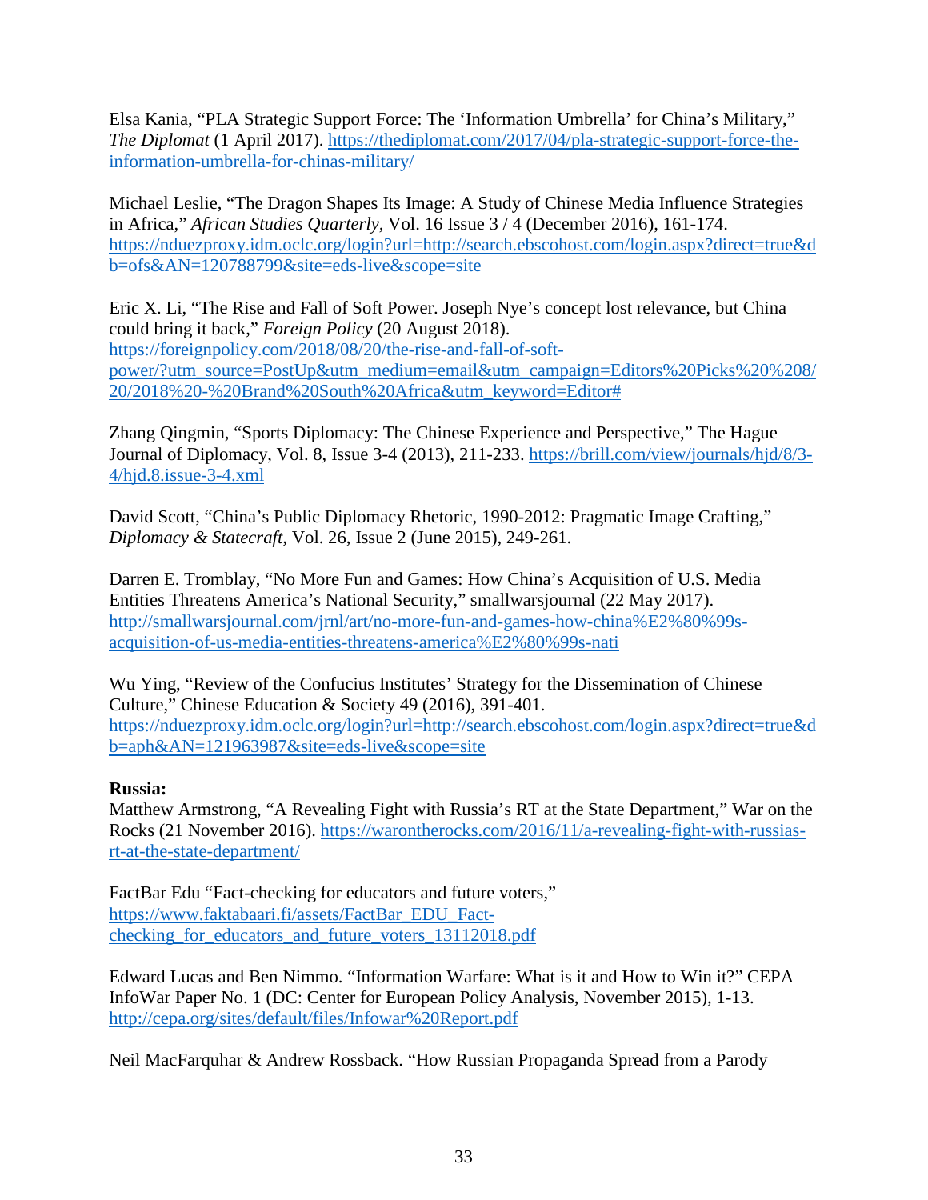Elsa Kania, "PLA Strategic Support Force: The 'Information Umbrella' for China's Military," *The Diplomat* (1 April 2017). https://thediplomat.com/2017/04/pla-strategic-support-force-the-information-umbrella-for-chinas-military/

Michael Leslie, "The Dragon Shapes Its Image: A Study of Chinese Media Influence Strategies in Africa," *African Studies Quarterly*, Vol. 16 Issue 3 / 4 (December 2016), 161-174. https://nduezproxy.idm.oclc.org/login?url=http://search.ebscohost.com/login.aspx?direct=true&db=ofs&AN=120788799&site=eds-live&scope=site

Eric X. Li, "The Rise and Fall of Soft Power. Joseph Nye's concept lost relevance, but China could bring it back," *Foreign Policy* (20 August 2018). https://foreignpolicy.com/2018/08/20/the-rise-and-fall-of-soft-power/?utm_source=PostUp&utm_medium=email&utm_campaign=Editors%20Picks%20%208/20/2018%20-%20Brand%20South%20Africa&utm_keyword=Editor#

Zhang Qingmin, "Sports Diplomacy: The Chinese Experience and Perspective," The Hague Journal of Diplomacy, Vol. 8, Issue 3-4 (2013), 211-233. https://brill.com/view/journals/hjd/8/3-4/hjd.8.issue-3-4.xml

David Scott, "China's Public Diplomacy Rhetoric, 1990-2012: Pragmatic Image Crafting," *Diplomacy & Statecraft*, Vol. 26, Issue 2 (June 2015), 249-261.

Darren E. Tromblay, "No More Fun and Games: How China's Acquisition of U.S. Media Entities Threatens America's National Security," smallwarsjournal (22 May 2017). http://smallwarsjournal.com/jrnl/art/no-more-fun-and-games-how-china%E2%80%99s-acquisition-of-us-media-entities-threatens-america%E2%80%99s-nati

Wu Ying, "Review of the Confucius Institutes' Strategy for the Dissemination of Chinese Culture," Chinese Education & Society 49 (2016), 391-401. https://nduezproxy.idm.oclc.org/login?url=http://search.ebscohost.com/login.aspx?direct=true&db=aph&AN=121963987&site=eds-live&scope=site

**Russia:**

Matthew Armstrong, "A Revealing Fight with Russia's RT at the State Department," War on the Rocks (21 November 2016). https://warontherocks.com/2016/11/a-revealing-fight-with-russias-rt-at-the-state-department/

FactBar Edu "Fact-checking for educators and future voters," https://www.faktabaari.fi/assets/FactBar_EDU_Fact-checking_for_educators_and_future_voters_13112018.pdf

Edward Lucas and Ben Nimmo. "Information Warfare: What is it and How to Win it?" CEPA InfoWar Paper No. 1 (DC: Center for European Policy Analysis, November 2015), 1-13. http://cepa.org/sites/default/files/Infowar%20Report.pdf

Neil MacFarquhar & Andrew Rossback. "How Russian Propaganda Spread from a Parody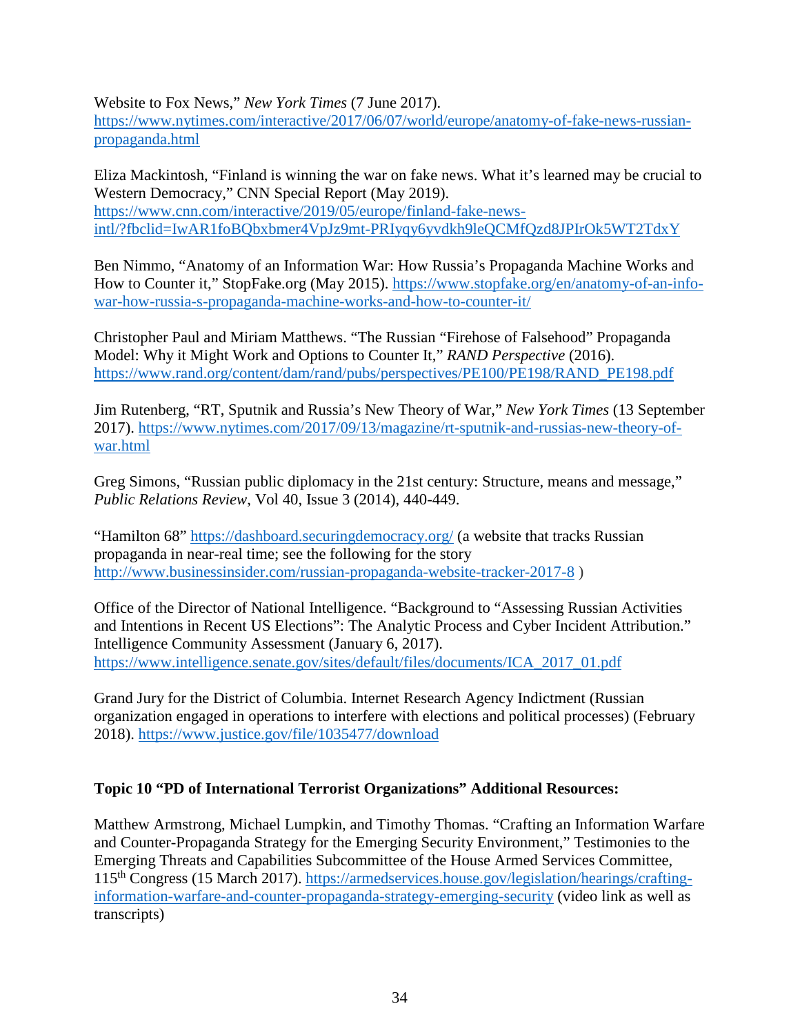Website to Fox News," *New York Times* (7 June 2017). https://www.nytimes.com/interactive/2017/06/07/world/europe/anatomy-of-fake-news-russian-propaganda.html

Eliza Mackintosh, "Finland is winning the war on fake news. What it's learned may be crucial to Western Democracy," CNN Special Report (May 2019). https://www.cnn.com/interactive/2019/05/europe/finland-fake-news-intl/?fbclid=IwAR1foBQbxbmer4VpJz9mt-PRIyqy6yvdkh9leQCMfQzd8JPIrOk5WT2TdxY

Ben Nimmo, "Anatomy of an Information War: How Russia's Propaganda Machine Works and How to Counter it," StopFake.org (May 2015). https://www.stopfake.org/en/anatomy-of-an-info-war-how-russia-s-propaganda-machine-works-and-how-to-counter-it/

Christopher Paul and Miriam Matthews. "The Russian "Firehose of Falsehood" Propaganda Model: Why it Might Work and Options to Counter It," *RAND Perspective* (2016). https://www.rand.org/content/dam/rand/pubs/perspectives/PE100/PE198/RAND_PE198.pdf

Jim Rutenberg, "RT, Sputnik and Russia's New Theory of War," *New York Times* (13 September 2017). https://www.nytimes.com/2017/09/13/magazine/rt-sputnik-and-russias-new-theory-of-war.html

Greg Simons, "Russian public diplomacy in the 21st century: Structure, means and message," *Public Relations Review*, Vol 40, Issue 3 (2014), 440-449.

"Hamilton 68" https://dashboard.securingdemocracy.org/ (a website that tracks Russian propaganda in near-real time; see the following for the story http://www.businessinsider.com/russian-propaganda-website-tracker-2017-8 )

Office of the Director of National Intelligence. "Background to "Assessing Russian Activities and Intentions in Recent US Elections": The Analytic Process and Cyber Incident Attribution." Intelligence Community Assessment (January 6, 2017). https://www.intelligence.senate.gov/sites/default/files/documents/ICA_2017_01.pdf

Grand Jury for the District of Columbia. Internet Research Agency Indictment (Russian organization engaged in operations to interfere with elections and political processes) (February 2018). https://www.justice.gov/file/1035477/download

**Topic 10 "PD of International Terrorist Organizations" Additional Resources:**

Matthew Armstrong, Michael Lumpkin, and Timothy Thomas. "Crafting an Information Warfare and Counter-Propaganda Strategy for the Emerging Security Environment," Testimonies to the Emerging Threats and Capabilities Subcommittee of the House Armed Services Committee, 115th Congress (15 March 2017). https://armedservices.house.gov/legislation/hearings/crafting-information-warfare-and-counter-propaganda-strategy-emerging-security (video link as well as transcripts)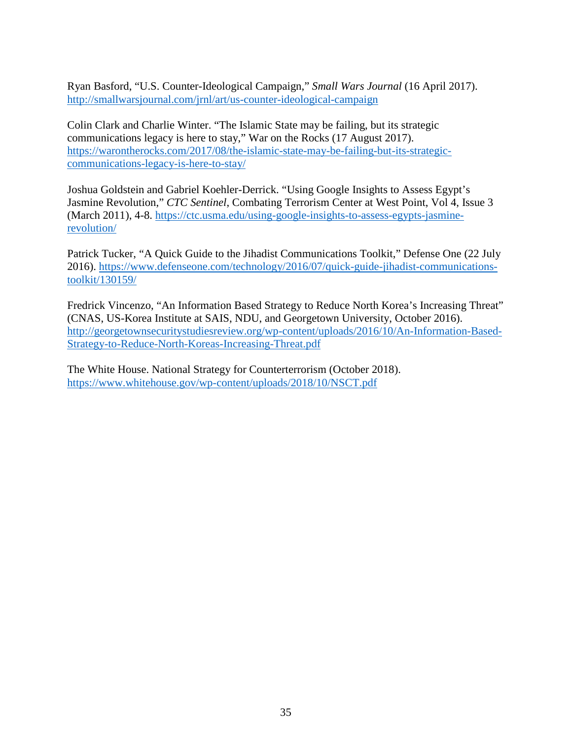Ryan Basford, "U.S. Counter-Ideological Campaign," *Small Wars Journal* (16 April 2017). http://smallwarsjournal.com/jrnl/art/us-counter-ideological-campaign

Colin Clark and Charlie Winter. "The Islamic State may be failing, but its strategic communications legacy is here to stay," War on the Rocks (17 August 2017). https://warontherocks.com/2017/08/the-islamic-state-may-be-failing-but-its-strategic-communications-legacy-is-here-to-stay/

Joshua Goldstein and Gabriel Koehler-Derrick. "Using Google Insights to Assess Egypt's Jasmine Revolution," *CTC Sentinel*, Combating Terrorism Center at West Point, Vol 4, Issue 3 (March 2011), 4-8. https://ctc.usma.edu/using-google-insights-to-assess-egypts-jasmine-revolution/

Patrick Tucker, "A Quick Guide to the Jihadist Communications Toolkit," Defense One (22 July 2016). https://www.defenseone.com/technology/2016/07/quick-guide-jihadist-communications-toolkit/130159/

Fredrick Vincenzo, "An Information Based Strategy to Reduce North Korea's Increasing Threat" (CNAS, US-Korea Institute at SAIS, NDU, and Georgetown University, October 2016). http://georgetownsecuritystudiesreview.org/wp-content/uploads/2016/10/An-Information-Based-Strategy-to-Reduce-North-Koreas-Increasing-Threat.pdf

The White House. National Strategy for Counterterrorism (October 2018). https://www.whitehouse.gov/wp-content/uploads/2018/10/NSCT.pdf